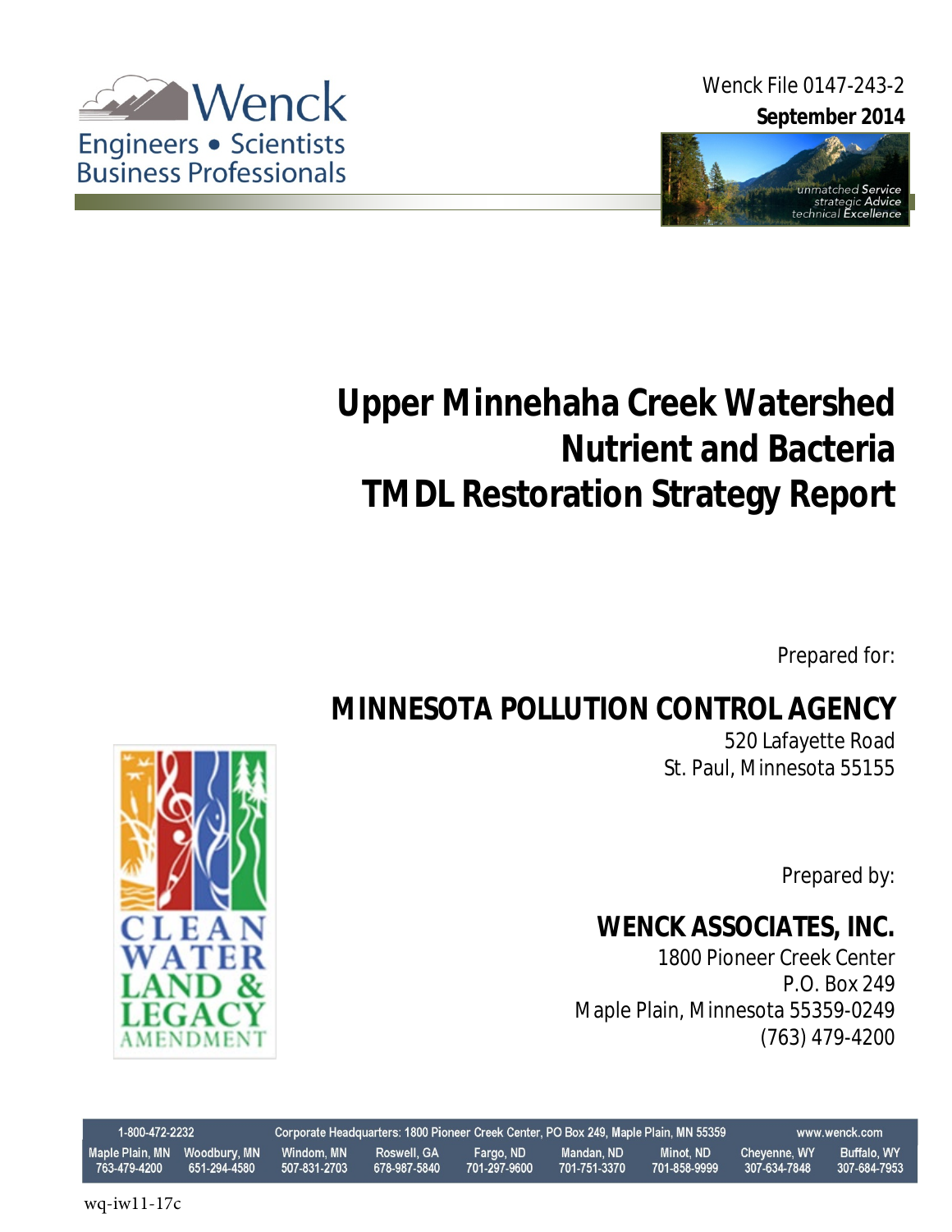Wenck
Engineers • Scientists
Business Professionals

Wenck File 0147-243-2

**September 2014**

*unmatched Service*
*strategic Advice*
*technical Excellence*

# Upper Minnehaha Creek Watershed Nutrient and Bacteria TMDL Restoration Strategy Report

Prepared for:

**MINNESOTA POLLUTION CONTROL AGENCY**
520 Lafayette Road
St. Paul, Minnesota 55155

Prepared by:

**WENCK ASSOCIATES, INC.**
1800 Pioneer Creek Center
P.O. Box 249
Maple Plain, Minnesota 55359-0249
(763) 479-4200

CLEAN WATER LAND & LEGACY AMENDMENT

1-800-472-2232 | Corporate Headquarters: 1800 Pioneer Creek Center, PO Box 249, Maple Plain, MN 55359 | www.wenck.com

Maple Plain, MN 763-479-4200 | Woodbury, MN 651-294-4580 | Windom, MN 507-831-2703 | Roswell, GA 678-987-5840 | Fargo, ND 701-297-9600 | Mandan, ND 701-751-3370 | Minot, ND 701-858-9999 | Cheyenne, WY 307-634-7848 | Buffalo, WY 307-684-7953

wq-iw11-17c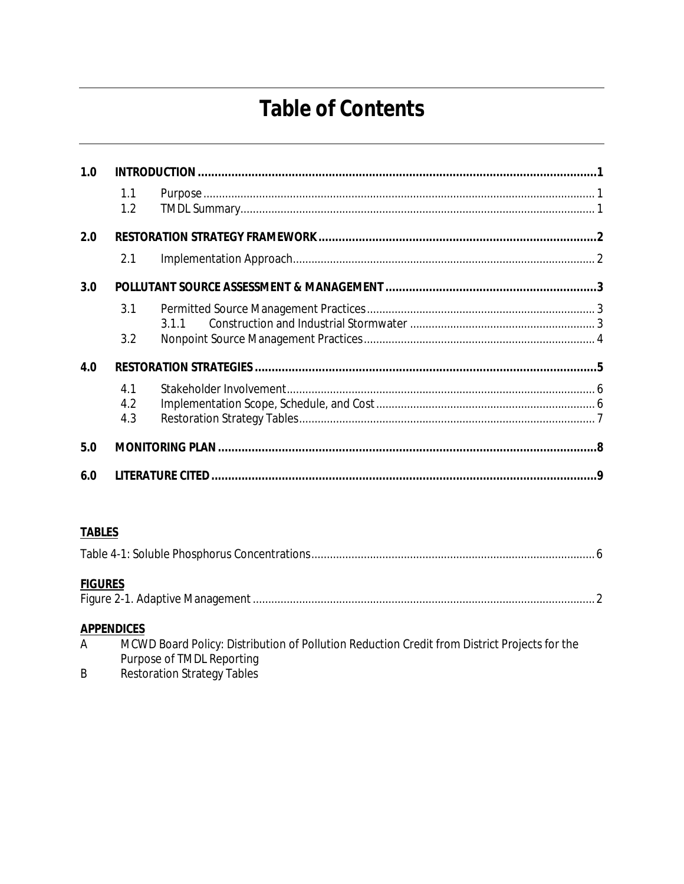# Table of Contents

**1.0 INTRODUCTION** ..... **1**

- 1.1 Purpose ..... 1
- 1.2 TMDL Summary ..... 1

**2.0 RESTORATION STRATEGY FRAMEWORK** ..... **2**

- 2.1 Implementation Approach ..... 2

**3.0 POLLUTANT SOURCE ASSESSMENT & MANAGEMENT** ..... **3**

- 3.1 Permitted Source Management Practices ..... 3
  - 3.1.1 Construction and Industrial Stormwater ..... 3
- 3.2 Nonpoint Source Management Practices ..... 4

**4.0 RESTORATION STRATEGIES** ..... **5**

- 4.1 Stakeholder Involvement ..... 6
- 4.2 Implementation Scope, Schedule, and Cost ..... 6
- 4.3 Restoration Strategy Tables ..... 7

**5.0 MONITORING PLAN** ..... **8**

**6.0 LITERATURE CITED** ..... **9**

**TABLES**

Table 4-1: Soluble Phosphorus Concentrations ..... 6

**FIGURES**

Figure 2-1. Adaptive Management ..... 2

**APPENDICES**

- A MCWD Board Policy: Distribution of Pollution Reduction Credit from District Projects for the Purpose of TMDL Reporting
- B Restoration Strategy Tables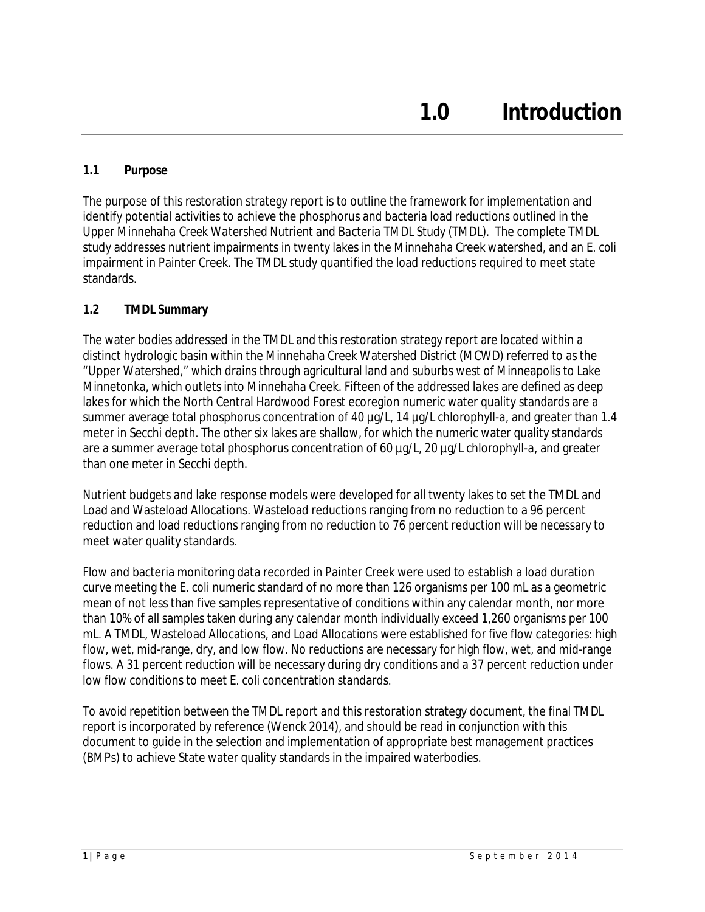# 1.0 Introduction

## 1.1 Purpose

The purpose of this restoration strategy report is to outline the framework for implementation and identify potential activities to achieve the phosphorus and bacteria load reductions outlined in the *Upper Minnehaha Creek Watershed Nutrient and Bacteria TMDL Study* (TMDL). The complete TMDL study addresses nutrient impairments in twenty lakes in the Minnehaha Creek watershed, and an E. coli impairment in Painter Creek. The TMDL study quantified the load reductions required to meet state standards.

## 1.2 TMDL Summary

The water bodies addressed in the TMDL and this restoration strategy report are located within a distinct hydrologic basin within the Minnehaha Creek Watershed District (MCWD) referred to as the "Upper Watershed," which drains through agricultural land and suburbs west of Minneapolis to Lake Minnetonka, which outlets into Minnehaha Creek. Fifteen of the addressed lakes are defined as deep lakes for which the North Central Hardwood Forest ecoregion numeric water quality standards are a summer average total phosphorus concentration of 40 µg/L, 14 µg/L chlorophyll-*a*, and greater than 1.4 meter in Secchi depth. The other six lakes are shallow, for which the numeric water quality standards are a summer average total phosphorus concentration of 60 µg/L, 20 µg/L chlorophyll-*a*, and greater than one meter in Secchi depth.

Nutrient budgets and lake response models were developed for all twenty lakes to set the TMDL and Load and Wasteload Allocations. Wasteload reductions ranging from no reduction to a 96 percent reduction and load reductions ranging from no reduction to 76 percent reduction will be necessary to meet water quality standards.

Flow and bacteria monitoring data recorded in Painter Creek were used to establish a load duration curve meeting the E. coli numeric standard of no more than 126 organisms per 100 mL as a geometric mean of not less than five samples representative of conditions within any calendar month, nor more than 10% of all samples taken during any calendar month individually exceed 1,260 organisms per 100 mL. A TMDL, Wasteload Allocations, and Load Allocations were established for five flow categories: high flow, wet, mid-range, dry, and low flow. No reductions are necessary for high flow, wet, and mid-range flows. A 31 percent reduction will be necessary during dry conditions and a 37 percent reduction under low flow conditions to meet E. coli concentration standards.

To avoid repetition between the TMDL report and this restoration strategy document, the final TMDL report is incorporated by reference (Wenck 2014), and should be read in conjunction with this document to guide in the selection and implementation of appropriate best management practices (BMPs) to achieve State water quality standards in the impaired waterbodies.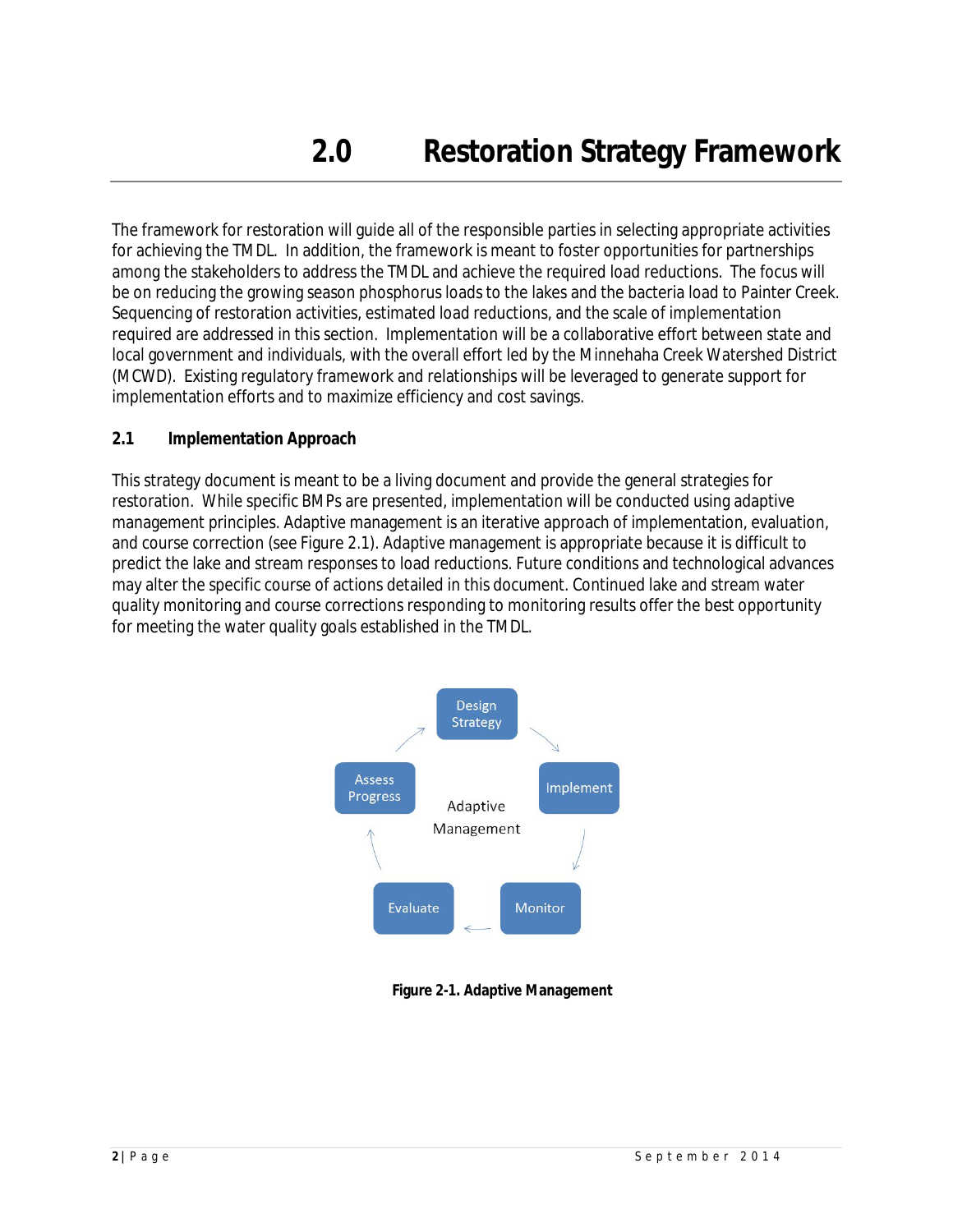# 2.0 Restoration Strategy Framework

The framework for restoration will guide all of the responsible parties in selecting appropriate activities for achieving the TMDL. In addition, the framework is meant to foster opportunities for partnerships among the stakeholders to address the TMDL and achieve the required load reductions. The focus will be on reducing the growing season phosphorus loads to the lakes and the bacteria load to Painter Creek. Sequencing of restoration activities, estimated load reductions, and the scale of implementation required are addressed in this section. Implementation will be a collaborative effort between state and local government and individuals, with the overall effort led by the Minnehaha Creek Watershed District (MCWD). Existing regulatory framework and relationships will be leveraged to generate support for implementation efforts and to maximize efficiency and cost savings.

## 2.1 Implementation Approach

This strategy document is meant to be a living document and provide the general strategies for restoration. While specific BMPs are presented, implementation will be conducted using adaptive management principles. Adaptive management is an iterative approach of implementation, evaluation, and course correction (see Figure 2.1). Adaptive management is appropriate because it is difficult to predict the lake and stream responses to load reductions. Future conditions and technological advances may alter the specific course of actions detailed in this document. Continued lake and stream water quality monitoring and course corrections responding to monitoring results offer the best opportunity for meeting the water quality goals established in the TMDL.

Design Strategy → Implement → Monitor → Evaluate → Assess Progress → Design Strategy

Adaptive Management

**Figure 2-1. Adaptive Management**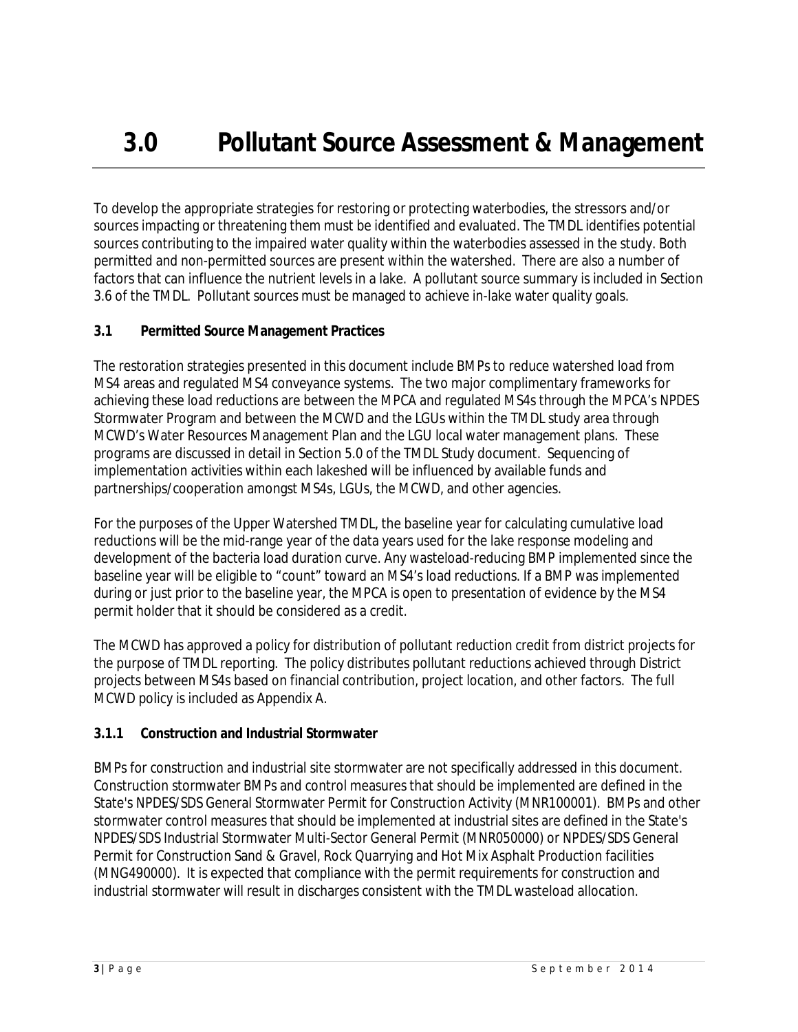# 3.0 Pollutant Source Assessment & Management

To develop the appropriate strategies for restoring or protecting waterbodies, the stressors and/or sources impacting or threatening them must be identified and evaluated. The TMDL identifies potential sources contributing to the impaired water quality within the waterbodies assessed in the study. Both permitted and non-permitted sources are present within the watershed. There are also a number of factors that can influence the nutrient levels in a lake. A pollutant source summary is included in Section 3.6 of the TMDL. Pollutant sources must be managed to achieve in-lake water quality goals.

## 3.1 Permitted Source Management Practices

The restoration strategies presented in this document include BMPs to reduce watershed load from MS4 areas and regulated MS4 conveyance systems. The two major complimentary frameworks for achieving these load reductions are between the MPCA and regulated MS4s through the MPCA's NPDES Stormwater Program and between the MCWD and the LGUs within the TMDL study area through MCWD's Water Resources Management Plan and the LGU local water management plans. These programs are discussed in detail in Section 5.0 of the TMDL Study document. Sequencing of implementation activities within each lakeshed will be influenced by available funds and partnerships/cooperation amongst MS4s, LGUs, the MCWD, and other agencies.

For the purposes of the Upper Watershed TMDL, the baseline year for calculating cumulative load reductions will be the mid-range year of the data years used for the lake response modeling and development of the bacteria load duration curve. Any wasteload-reducing BMP implemented since the baseline year will be eligible to "count" toward an MS4's load reductions. If a BMP was implemented during or just prior to the baseline year, the MPCA is open to presentation of evidence by the MS4 permit holder that it should be considered as a credit.

The MCWD has approved a policy for distribution of pollutant reduction credit from district projects for the purpose of TMDL reporting. The policy distributes pollutant reductions achieved through District projects between MS4s based on financial contribution, project location, and other factors. The full MCWD policy is included as Appendix A.

### 3.1.1 Construction and Industrial Stormwater

BMPs for construction and industrial site stormwater are not specifically addressed in this document. Construction stormwater BMPs and control measures that should be implemented are defined in the State's NPDES/SDS General Stormwater Permit for Construction Activity (MNR100001). BMPs and other stormwater control measures that should be implemented at industrial sites are defined in the State's NPDES/SDS Industrial Stormwater Multi-Sector General Permit (MNR050000) or NPDES/SDS General Permit for Construction Sand & Gravel, Rock Quarrying and Hot Mix Asphalt Production facilities (MNG490000). It is expected that compliance with the permit requirements for construction and industrial stormwater will result in discharges consistent with the TMDL wasteload allocation.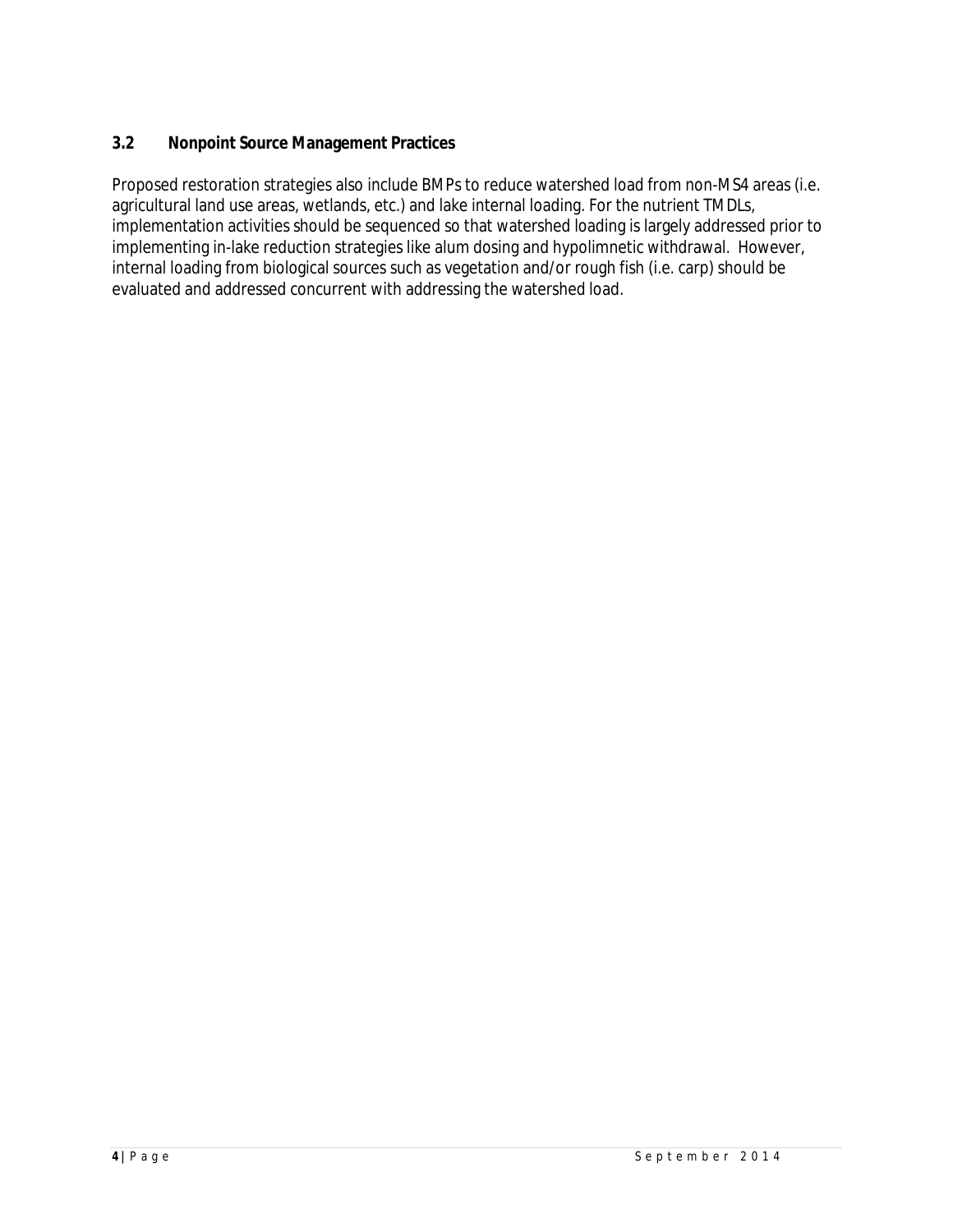### 3.2 Nonpoint Source Management Practices

Proposed restoration strategies also include BMPs to reduce watershed load from non-MS4 areas (i.e. agricultural land use areas, wetlands, etc.) and lake internal loading. For the nutrient TMDLs, implementation activities should be sequenced so that watershed loading is largely addressed prior to implementing in-lake reduction strategies like alum dosing and hypolimnetic withdrawal. However, internal loading from biological sources such as vegetation and/or rough fish (i.e. carp) should be evaluated and addressed concurrent with addressing the watershed load.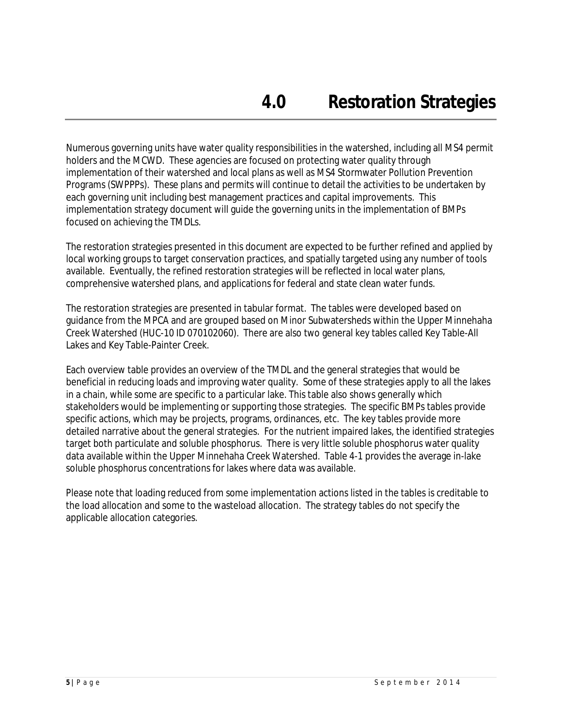# 4.0 Restoration Strategies

Numerous governing units have water quality responsibilities in the watershed, including all MS4 permit holders and the MCWD. These agencies are focused on protecting water quality through implementation of their watershed and local plans as well as MS4 Stormwater Pollution Prevention Programs (SWPPPs). These plans and permits will continue to detail the activities to be undertaken by each governing unit including best management practices and capital improvements. This implementation strategy document will guide the governing units in the implementation of BMPs focused on achieving the TMDLs.

The restoration strategies presented in this document are expected to be further refined and applied by local working groups to target conservation practices, and spatially targeted using any number of tools available. Eventually, the refined restoration strategies will be reflected in local water plans, comprehensive watershed plans, and applications for federal and state clean water funds.

The restoration strategies are presented in tabular format. The tables were developed based on guidance from the MPCA and are grouped based on Minor Subwatersheds within the Upper Minnehaha Creek Watershed (HUC-10 ID 070102060). There are also two general key tables called Key Table-All Lakes and Key Table-Painter Creek.

Each overview table provides an overview of the TMDL and the general strategies that would be beneficial in reducing loads and improving water quality. Some of these strategies apply to all the lakes in a chain, while some are specific to a particular lake. This table also shows generally which stakeholders would be implementing or supporting those strategies. The specific BMPs tables provide specific actions, which may be projects, programs, ordinances, etc. The key tables provide more detailed narrative about the general strategies. For the nutrient impaired lakes, the identified strategies target both particulate and soluble phosphorus. There is very little soluble phosphorus water quality data available within the Upper Minnehaha Creek Watershed. Table 4-1 provides the average in-lake soluble phosphorus concentrations for lakes where data was available.

Please note that loading reduced from some implementation actions listed in the tables is creditable to the load allocation and some to the wasteload allocation. The strategy tables do not specify the applicable allocation categories.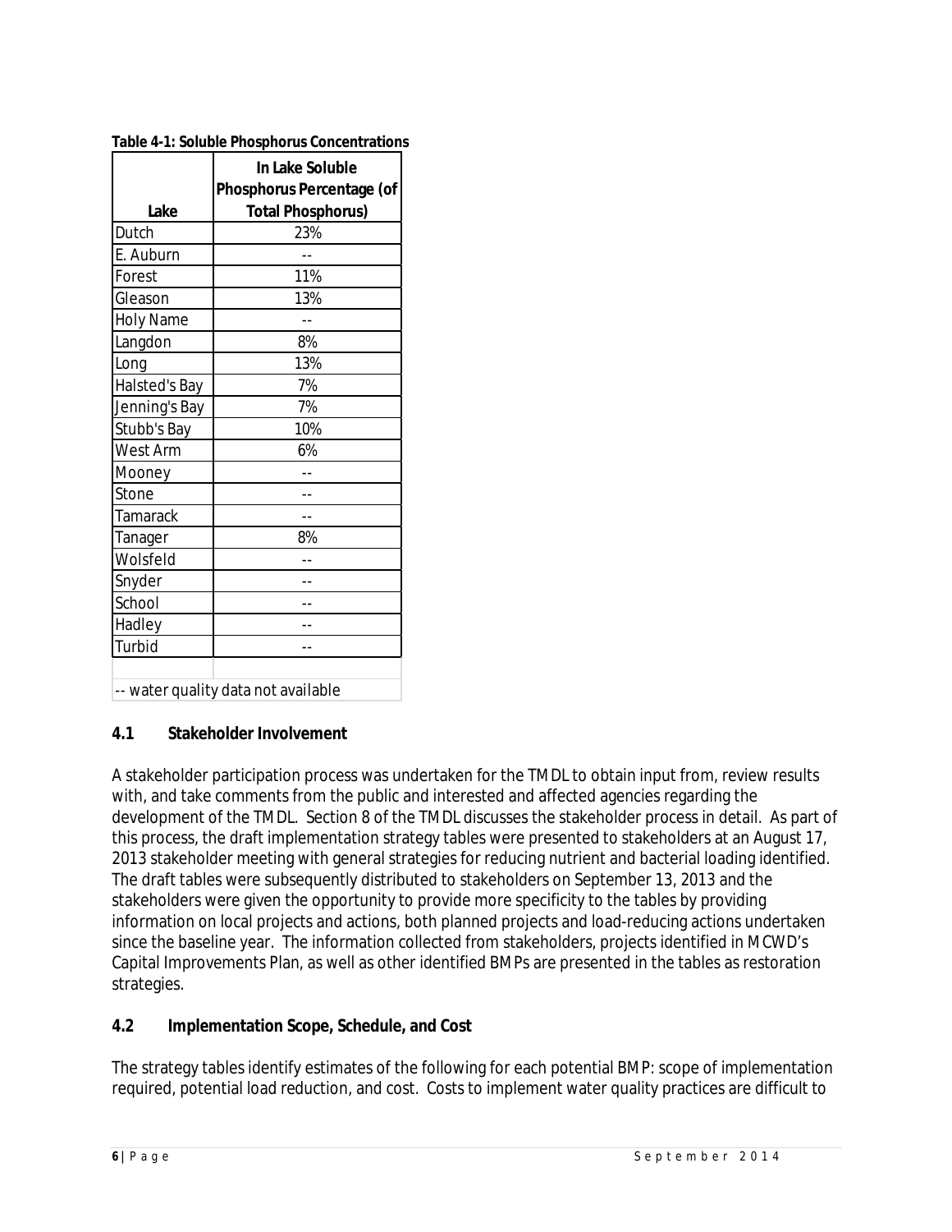**Table 4-1: Soluble Phosphorus Concentrations**

| Lake | In Lake Soluble Phosphorus Percentage (of Total Phosphorus) |
|---|---|
| Dutch | 23% |
| E. Auburn | -- |
| Forest | 11% |
| Gleason | 13% |
| Holy Name | -- |
| Langdon | 8% |
| Long | 13% |
| Halsted's Bay | 7% |
| Jenning's Bay | 7% |
| Stubb's Bay | 10% |
| West Arm | 6% |
| Mooney | -- |
| Stone | -- |
| Tamarack | -- |
| Tanager | 8% |
| Wolsfeld | -- |
| Snyder | -- |
| School | -- |
| Hadley | -- |
| Turbid | -- |

-- water quality data not available

## 4.1 Stakeholder Involvement

A stakeholder participation process was undertaken for the TMDL to obtain input from, review results with, and take comments from the public and interested and affected agencies regarding the development of the TMDL. Section 8 of the TMDL discusses the stakeholder process in detail. As part of this process, the draft implementation strategy tables were presented to stakeholders at an August 17, 2013 stakeholder meeting with general strategies for reducing nutrient and bacterial loading identified. The draft tables were subsequently distributed to stakeholders on September 13, 2013 and the stakeholders were given the opportunity to provide more specificity to the tables by providing information on local projects and actions, both planned projects and load-reducing actions undertaken since the baseline year. The information collected from stakeholders, projects identified in MCWD's Capital Improvements Plan, as well as other identified BMPs are presented in the tables as restoration strategies.

## 4.2 Implementation Scope, Schedule, and Cost

The strategy tables identify estimates of the following for each potential BMP: scope of implementation required, potential load reduction, and cost. Costs to implement water quality practices are difficult to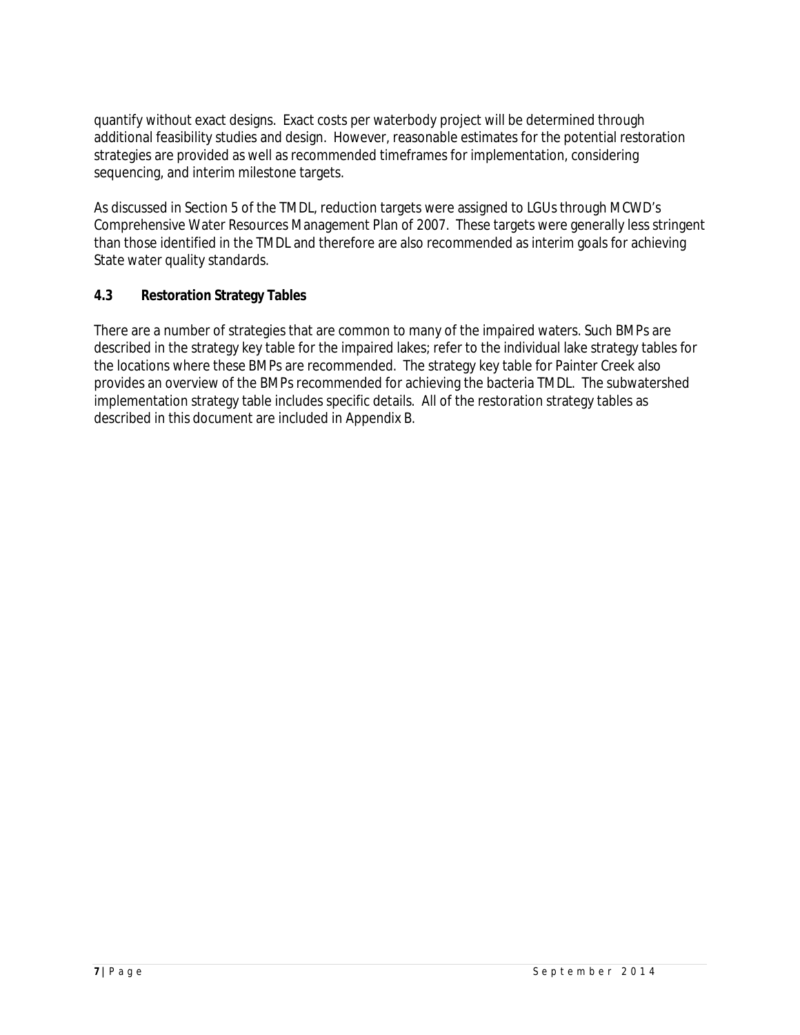quantify without exact designs. Exact costs per waterbody project will be determined through additional feasibility studies and design. However, reasonable estimates for the potential restoration strategies are provided as well as recommended timeframes for implementation, considering sequencing, and interim milestone targets.

As discussed in Section 5 of the TMDL, reduction targets were assigned to LGUs through MCWD's Comprehensive Water Resources Management Plan of 2007. These targets were generally less stringent than those identified in the TMDL and therefore are also recommended as interim goals for achieving State water quality standards.

### 4.3 Restoration Strategy Tables

There are a number of strategies that are common to many of the impaired waters. Such BMPs are described in the strategy key table for the impaired lakes; refer to the individual lake strategy tables for the locations where these BMPs are recommended. The strategy key table for Painter Creek also provides an overview of the BMPs recommended for achieving the bacteria TMDL. The subwatershed implementation strategy table includes specific details. All of the restoration strategy tables as described in this document are included in Appendix B.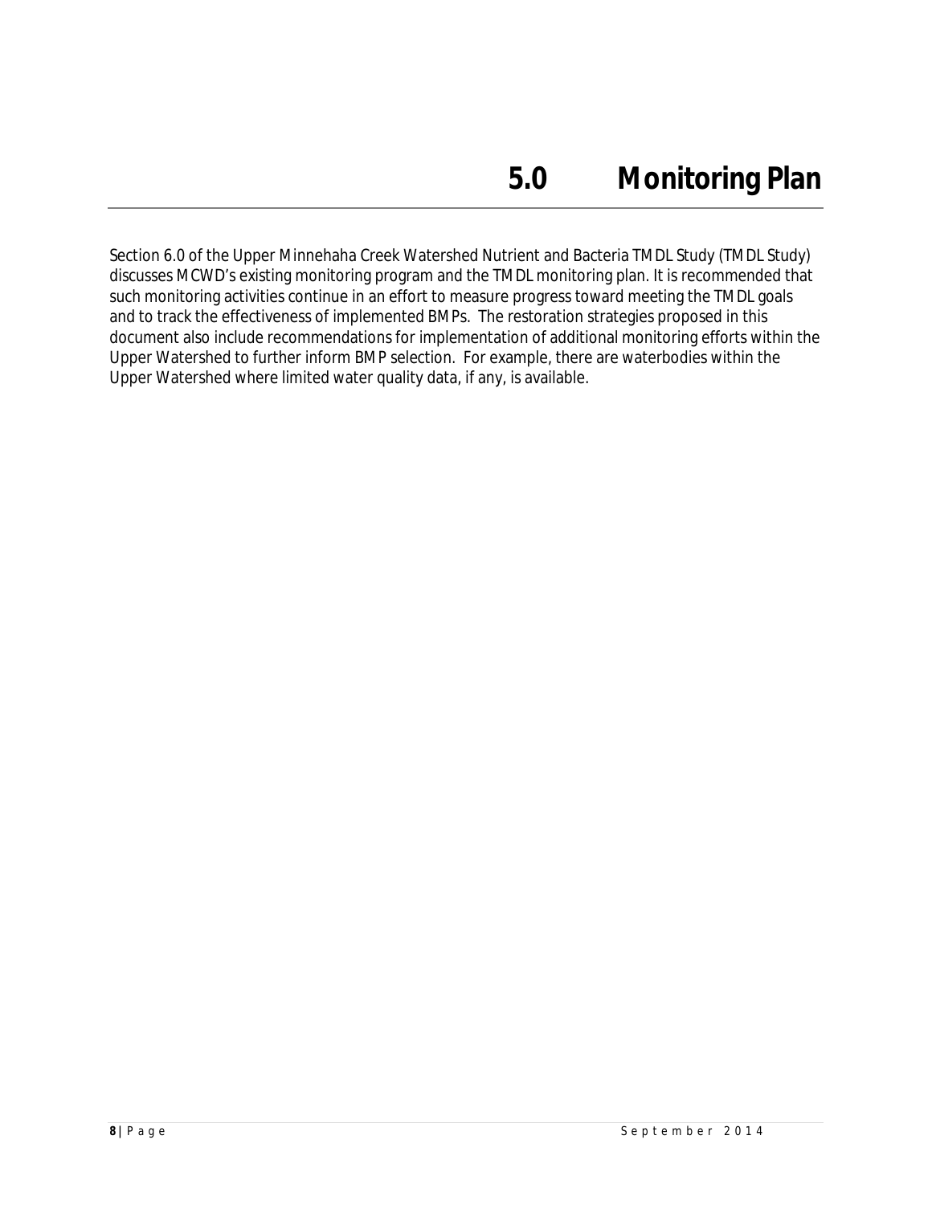# 5.0 Monitoring Plan

Section 6.0 of the Upper Minnehaha Creek Watershed Nutrient and Bacteria TMDL Study (TMDL Study) discusses MCWD's existing monitoring program and the TMDL monitoring plan. It is recommended that such monitoring activities continue in an effort to measure progress toward meeting the TMDL goals and to track the effectiveness of implemented BMPs. The restoration strategies proposed in this document also include recommendations for implementation of additional monitoring efforts within the Upper Watershed to further inform BMP selection. For example, there are waterbodies within the Upper Watershed where limited water quality data, if any, is available.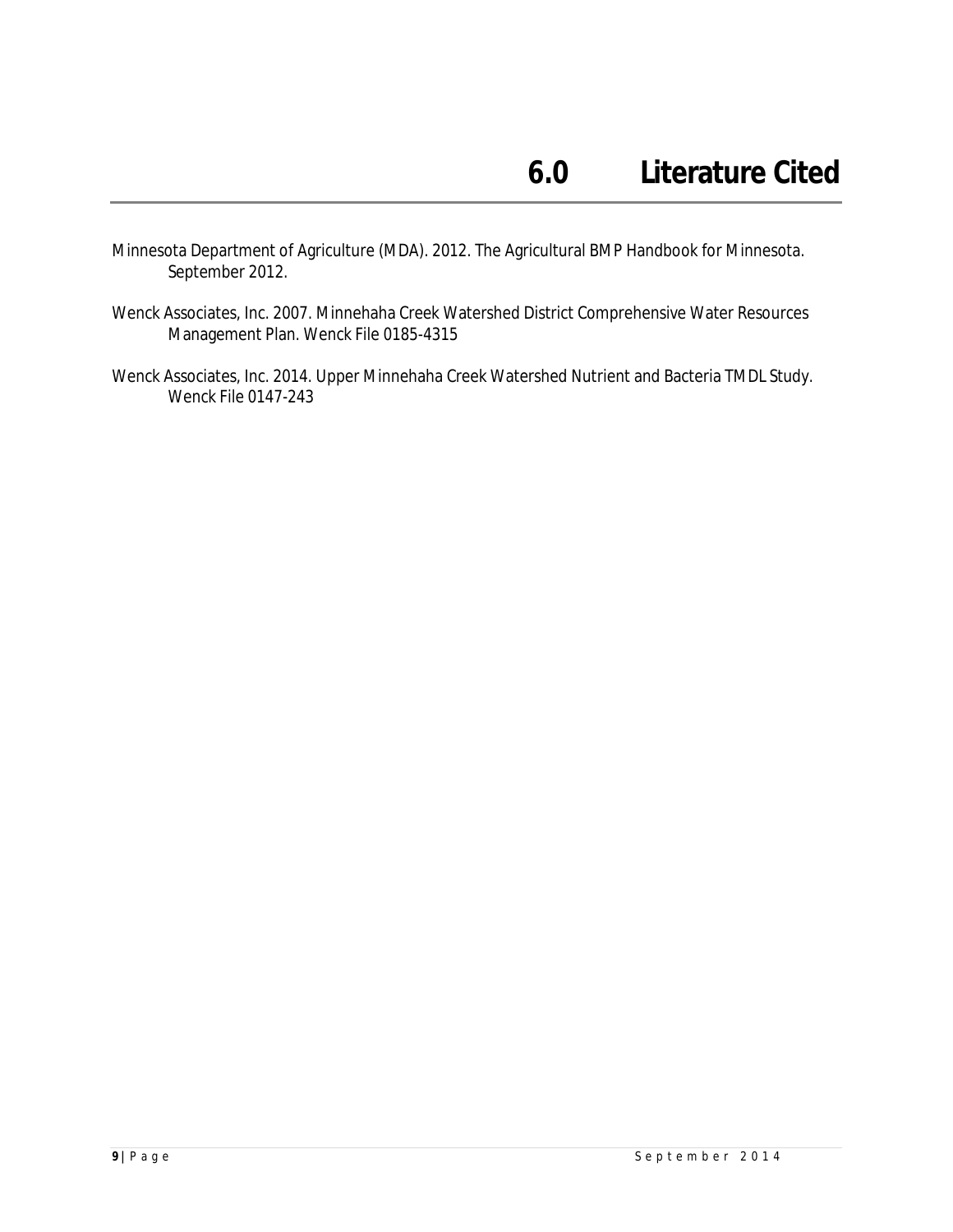# 6.0 Literature Cited

Minnesota Department of Agriculture (MDA). 2012. The Agricultural BMP Handbook for Minnesota. September 2012.

Wenck Associates, Inc. 2007. Minnehaha Creek Watershed District Comprehensive Water Resources Management Plan. Wenck File 0185-4315

Wenck Associates, Inc. 2014. Upper Minnehaha Creek Watershed Nutrient and Bacteria TMDL Study. Wenck File 0147-243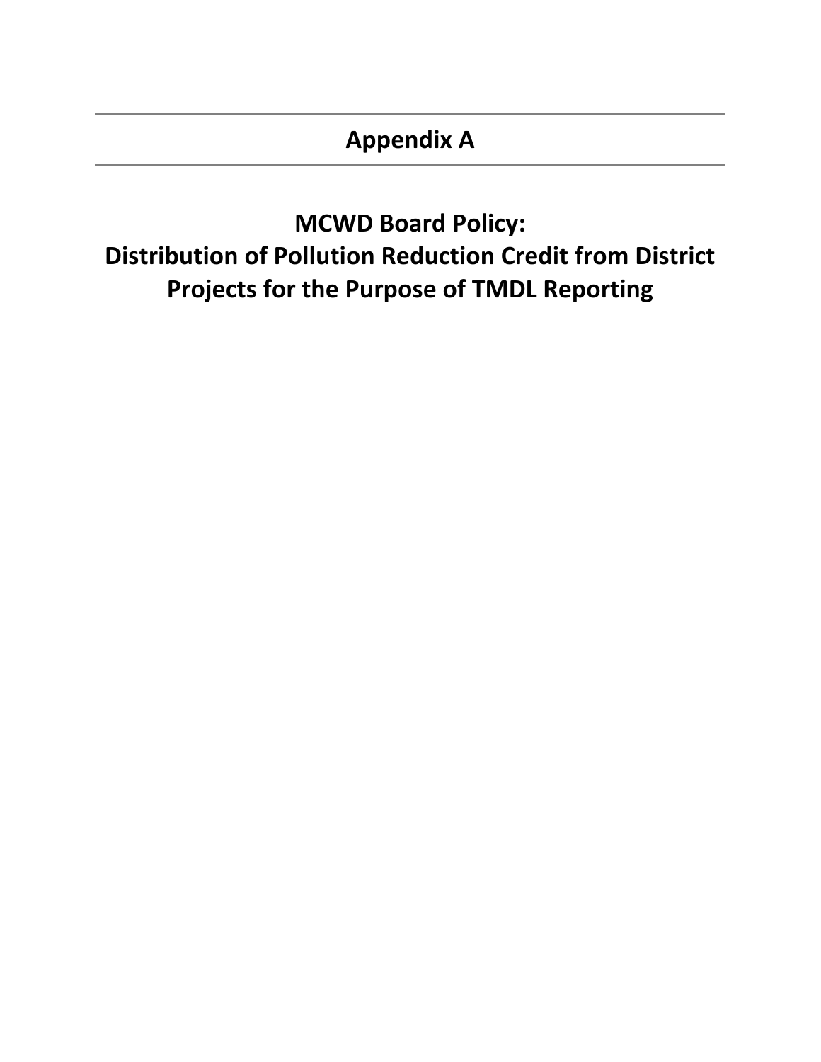# Appendix A

## MCWD Board Policy:
## Distribution of Pollution Reduction Credit from District Projects for the Purpose of TMDL Reporting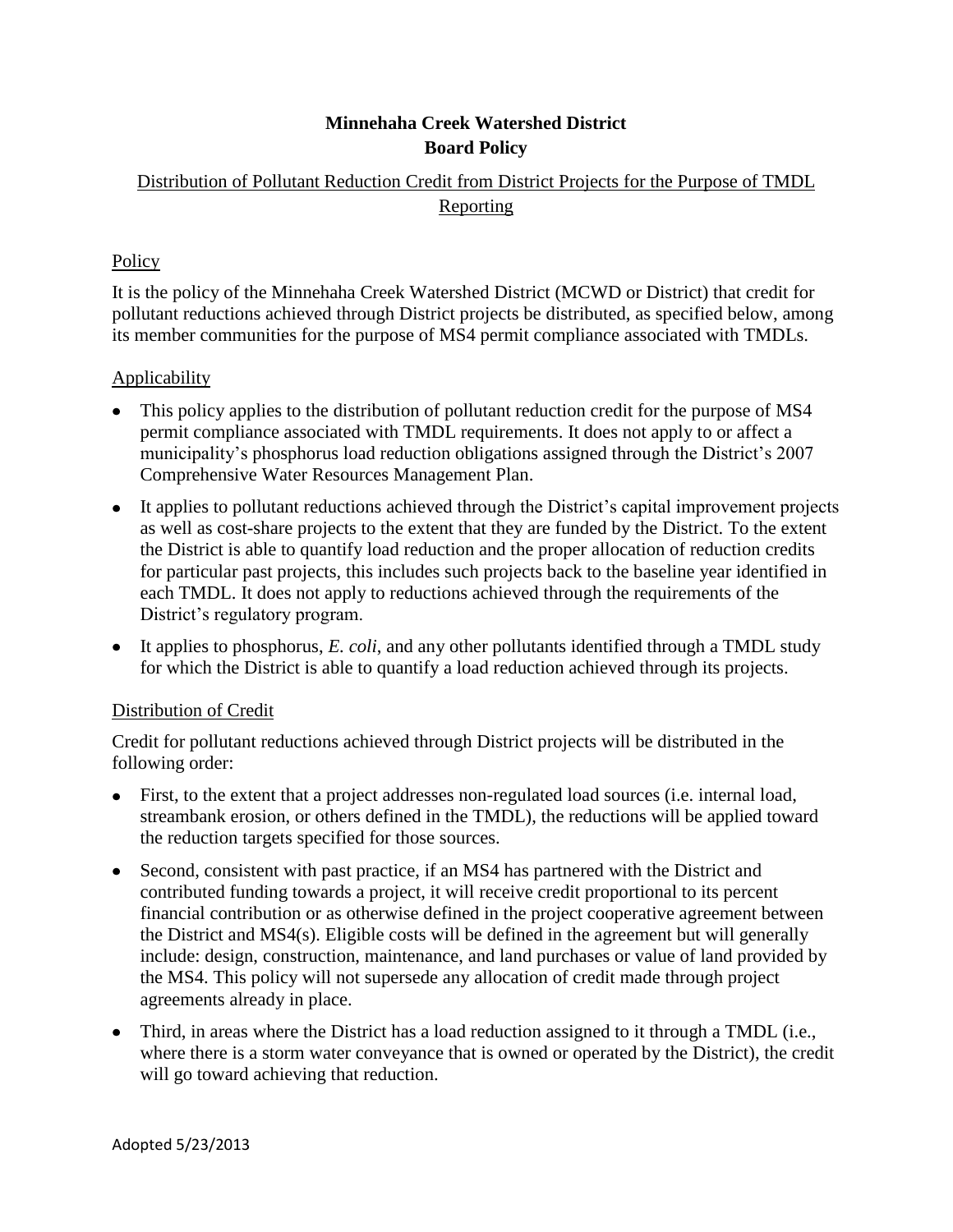**Minnehaha Creek Watershed District**
**Board Policy**

Distribution of Pollutant Reduction Credit from District Projects for the Purpose of TMDL Reporting

## Policy

It is the policy of the Minnehaha Creek Watershed District (MCWD or District) that credit for pollutant reductions achieved through District projects be distributed, as specified below, among its member communities for the purpose of MS4 permit compliance associated with TMDLs.

## Applicability

- This policy applies to the distribution of pollutant reduction credit for the purpose of MS4 permit compliance associated with TMDL requirements. It does not apply to or affect a municipality's phosphorus load reduction obligations assigned through the District's 2007 Comprehensive Water Resources Management Plan.
- It applies to pollutant reductions achieved through the District's capital improvement projects as well as cost-share projects to the extent that they are funded by the District. To the extent the District is able to quantify load reduction and the proper allocation of reduction credits for particular past projects, this includes such projects back to the baseline year identified in each TMDL. It does not apply to reductions achieved through the requirements of the District's regulatory program.
- It applies to phosphorus, *E. coli*, and any other pollutants identified through a TMDL study for which the District is able to quantify a load reduction achieved through its projects.

## Distribution of Credit

Credit for pollutant reductions achieved through District projects will be distributed in the following order:

- First, to the extent that a project addresses non-regulated load sources (i.e. internal load, streambank erosion, or others defined in the TMDL), the reductions will be applied toward the reduction targets specified for those sources.
- Second, consistent with past practice, if an MS4 has partnered with the District and contributed funding towards a project, it will receive credit proportional to its percent financial contribution or as otherwise defined in the project cooperative agreement between the District and MS4(s). Eligible costs will be defined in the agreement but will generally include: design, construction, maintenance, and land purchases or value of land provided by the MS4. This policy will not supersede any allocation of credit made through project agreements already in place.
- Third, in areas where the District has a load reduction assigned to it through a TMDL (i.e., where there is a storm water conveyance that is owned or operated by the District), the credit will go toward achieving that reduction.

Adopted 5/23/2013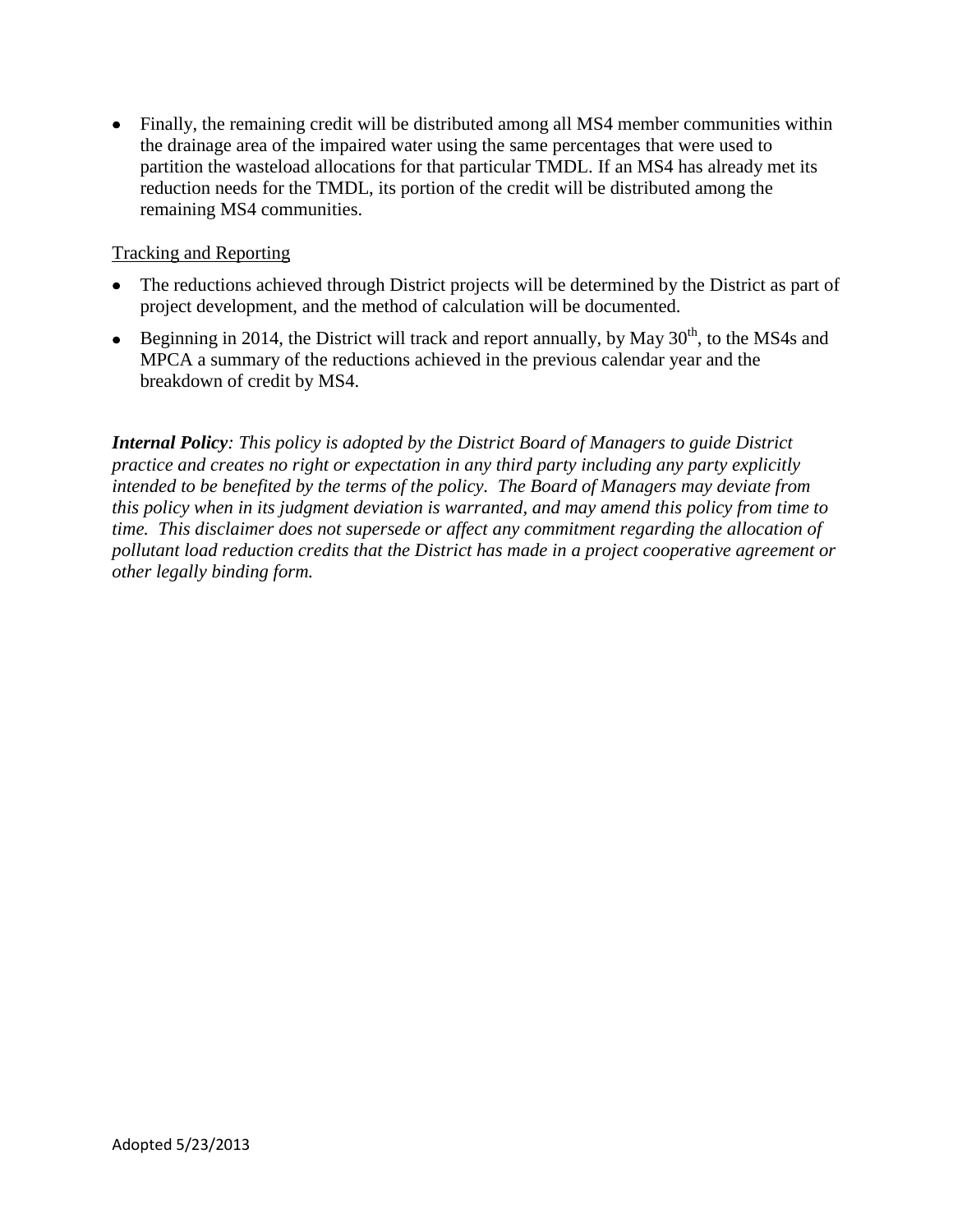- Finally, the remaining credit will be distributed among all MS4 member communities within the drainage area of the impaired water using the same percentages that were used to partition the wasteload allocations for that particular TMDL. If an MS4 has already met its reduction needs for the TMDL, its portion of the credit will be distributed among the remaining MS4 communities.

Tracking and Reporting

- The reductions achieved through District projects will be determined by the District as part of project development, and the method of calculation will be documented.
- Beginning in 2014, the District will track and report annually, by May 30th, to the MS4s and MPCA a summary of the reductions achieved in the previous calendar year and the breakdown of credit by MS4.

***Internal Policy**: This policy is adopted by the District Board of Managers to guide District practice and creates no right or expectation in any third party including any party explicitly intended to be benefited by the terms of the policy. The Board of Managers may deviate from this policy when in its judgment deviation is warranted, and may amend this policy from time to time. This disclaimer does not supersede or affect any commitment regarding the allocation of pollutant load reduction credits that the District has made in a project cooperative agreement or other legally binding form.*

Adopted 5/23/2013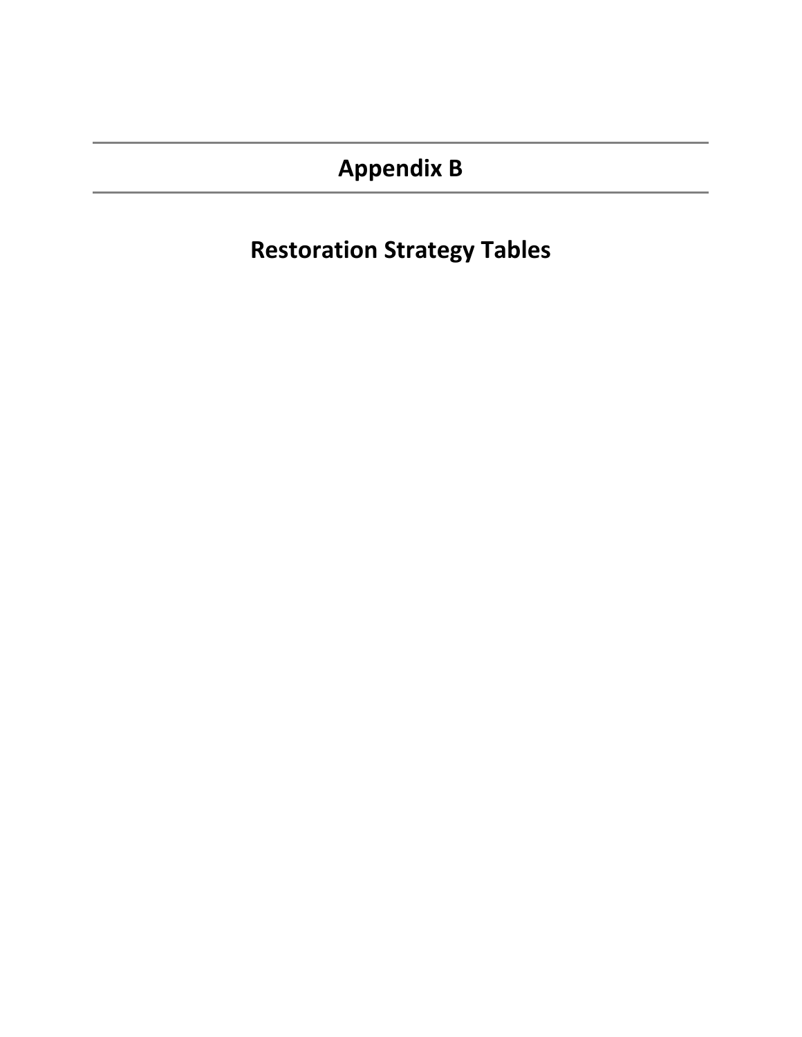# Appendix B

# Restoration Strategy Tables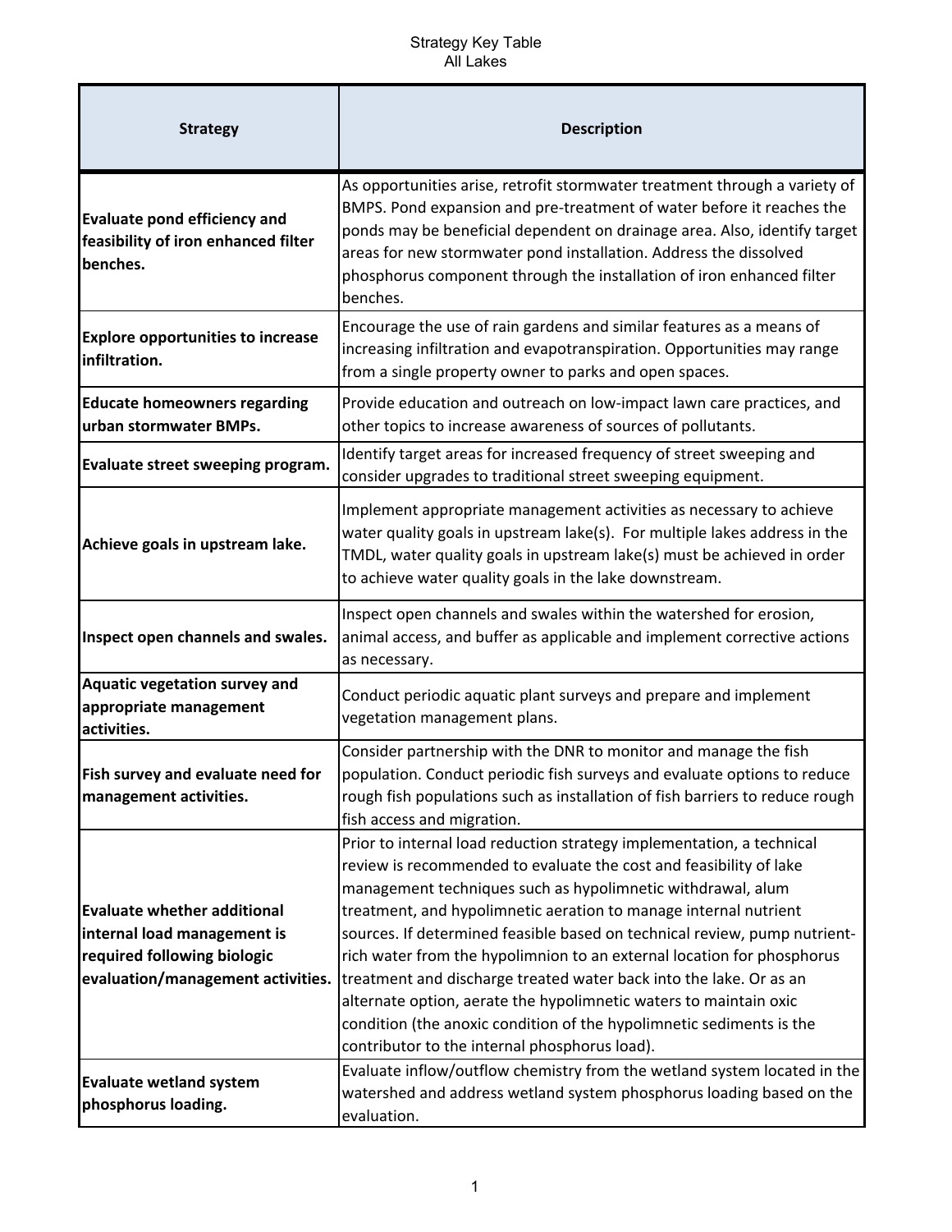# Strategy Key Table
## All Lakes

| Strategy | Description |
|---|---|
| **Evaluate pond efficiency and feasibility of iron enhanced filter benches.** | As opportunities arise, retrofit stormwater treatment through a variety of BMPS. Pond expansion and pre-treatment of water before it reaches the ponds may be beneficial dependent on drainage area. Also, identify target areas for new stormwater pond installation. Address the dissolved phosphorus component through the installation of iron enhanced filter benches. |
| **Explore opportunities to increase infiltration.** | Encourage the use of rain gardens and similar features as a means of increasing infiltration and evapotranspiration. Opportunities may range from a single property owner to parks and open spaces. |
| **Educate homeowners regarding urban stormwater BMPs.** | Provide education and outreach on low-impact lawn care practices, and other topics to increase awareness of sources of pollutants. |
| **Evaluate street sweeping program.** | Identify target areas for increased frequency of street sweeping and consider upgrades to traditional street sweeping equipment. |
| **Achieve goals in upstream lake.** | Implement appropriate management activities as necessary to achieve water quality goals in upstream lake(s). For multiple lakes address in the TMDL, water quality goals in upstream lake(s) must be achieved in order to achieve water quality goals in the lake downstream. |
| **Inspect open channels and swales.** | Inspect open channels and swales within the watershed for erosion, animal access, and buffer as applicable and implement corrective actions as necessary. |
| **Aquatic vegetation survey and appropriate management activities.** | Conduct periodic aquatic plant surveys and prepare and implement vegetation management plans. |
| **Fish survey and evaluate need for management activities.** | Consider partnership with the DNR to monitor and manage the fish population. Conduct periodic fish surveys and evaluate options to reduce rough fish populations such as installation of fish barriers to reduce rough fish access and migration. |
| **Evaluate whether additional internal load management is required following biologic evaluation/management activities.** | Prior to internal load reduction strategy implementation, a technical review is recommended to evaluate the cost and feasibility of lake management techniques such as hypolimnetic withdrawal, alum treatment, and hypolimnetic aeration to manage internal nutrient sources. If determined feasible based on technical review, pump nutrient-rich water from the hypolimnion to an external location for phosphorus treatment and discharge treated water back into the lake. Or as an alternate option, aerate the hypolimnetic waters to maintain oxic condition (the anoxic condition of the hypolimnetic sediments is the contributor to the internal phosphorus load). |
| **Evaluate wetland system phosphorus loading.** | Evaluate inflow/outflow chemistry from the wetland system located in the watershed and address wetland system phosphorus loading based on the evaluation. |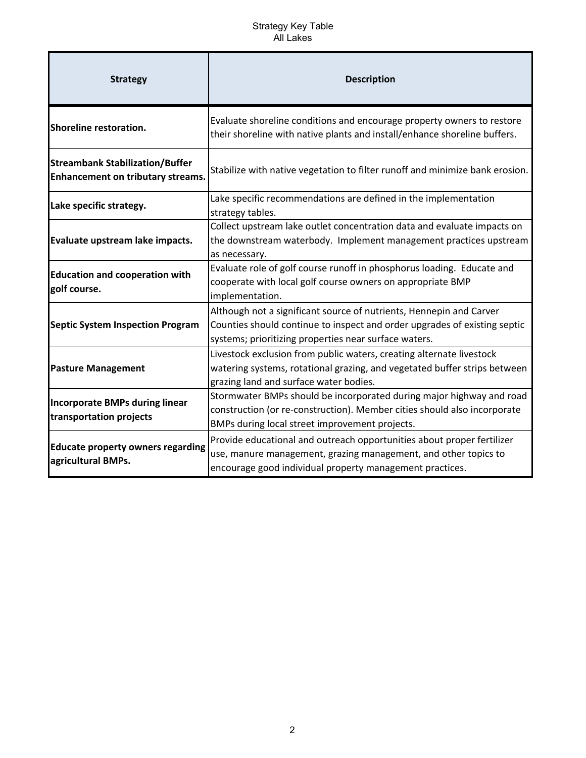Strategy Key Table
All Lakes

| Strategy | Description |
|---|---|
| **Shoreline restoration.** | Evaluate shoreline conditions and encourage property owners to restore their shoreline with native plants and install/enhance shoreline buffers. |
| **Streambank Stabilization/Buffer Enhancement on tributary streams.** | Stabilize with native vegetation to filter runoff and minimize bank erosion. |
| **Lake specific strategy.** | Lake specific recommendations are defined in the implementation strategy tables. |
| **Evaluate upstream lake impacts.** | Collect upstream lake outlet concentration data and evaluate impacts on the downstream waterbody. Implement management practices upstream as necessary. |
| **Education and cooperation with golf course.** | Evaluate role of golf course runoff in phosphorus loading. Educate and cooperate with local golf course owners on appropriate BMP implementation. |
| **Septic System Inspection Program** | Although not a significant source of nutrients, Hennepin and Carver Counties should continue to inspect and order upgrades of existing septic systems; prioritizing properties near surface waters. |
| **Pasture Management** | Livestock exclusion from public waters, creating alternate livestock watering systems, rotational grazing, and vegetated buffer strips between grazing land and surface water bodies. |
| **Incorporate BMPs during linear transportation projects** | Stormwater BMPs should be incorporated during major highway and road construction (or re-construction). Member cities should also incorporate BMPs during local street improvement projects. |
| **Educate property owners regarding agricultural BMPs.** | Provide educational and outreach opportunities about proper fertilizer use, manure management, grazing management, and other topics to encourage good individual property management practices. |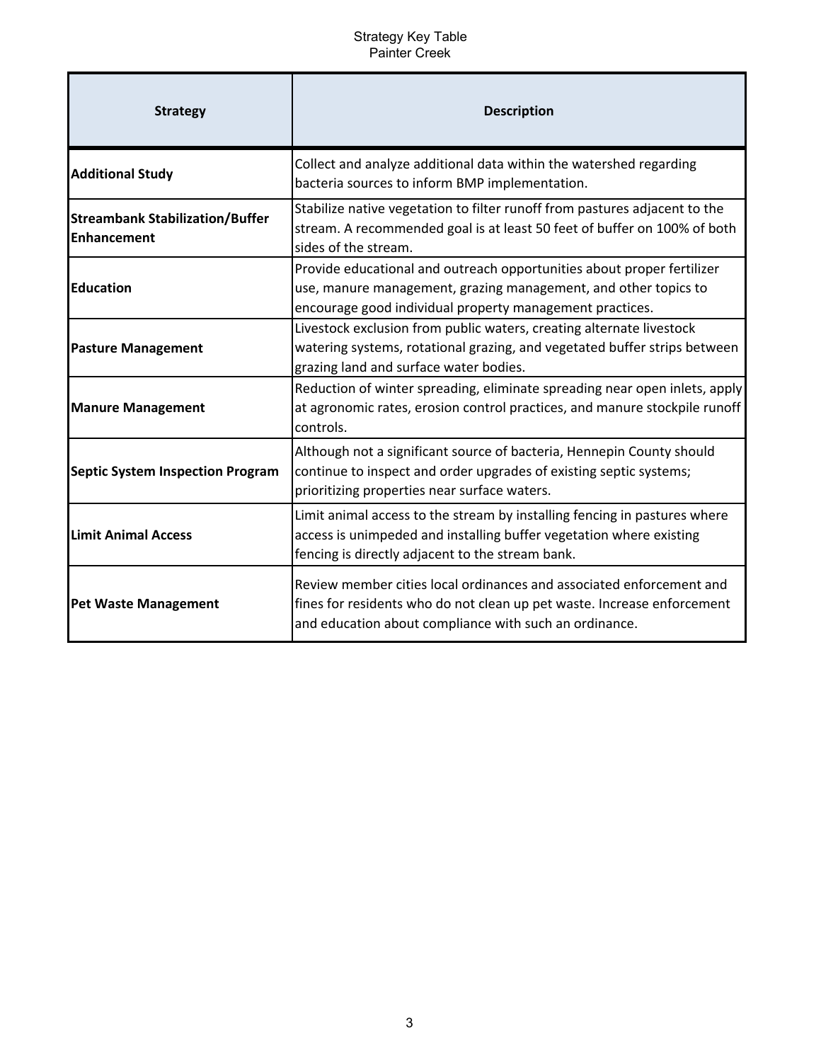# Strategy Key Table
## Painter Creek

| Strategy | Description |
|---|---|
| **Additional Study** | Collect and analyze additional data within the watershed regarding bacteria sources to inform BMP implementation. |
| **Streambank Stabilization/Buffer Enhancement** | Stabilize native vegetation to filter runoff from pastures adjacent to the stream. A recommended goal is at least 50 feet of buffer on 100% of both sides of the stream. |
| **Education** | Provide educational and outreach opportunities about proper fertilizer use, manure management, grazing management, and other topics to encourage good individual property management practices. |
| **Pasture Management** | Livestock exclusion from public waters, creating alternate livestock watering systems, rotational grazing, and vegetated buffer strips between grazing land and surface water bodies. |
| **Manure Management** | Reduction of winter spreading, eliminate spreading near open inlets, apply at agronomic rates, erosion control practices, and manure stockpile runoff controls. |
| **Septic System Inspection Program** | Although not a significant source of bacteria, Hennepin County should continue to inspect and order upgrades of existing septic systems; prioritizing properties near surface waters. |
| **Limit Animal Access** | Limit animal access to the stream by installing fencing in pastures where access is unimpeded and installing buffer vegetation where existing fencing is directly adjacent to the stream bank. |
| **Pet Waste Management** | Review member cities local ordinances and associated enforcement and fines for residents who do not clean up pet waste. Increase enforcement and education about compliance with such an ordinance. |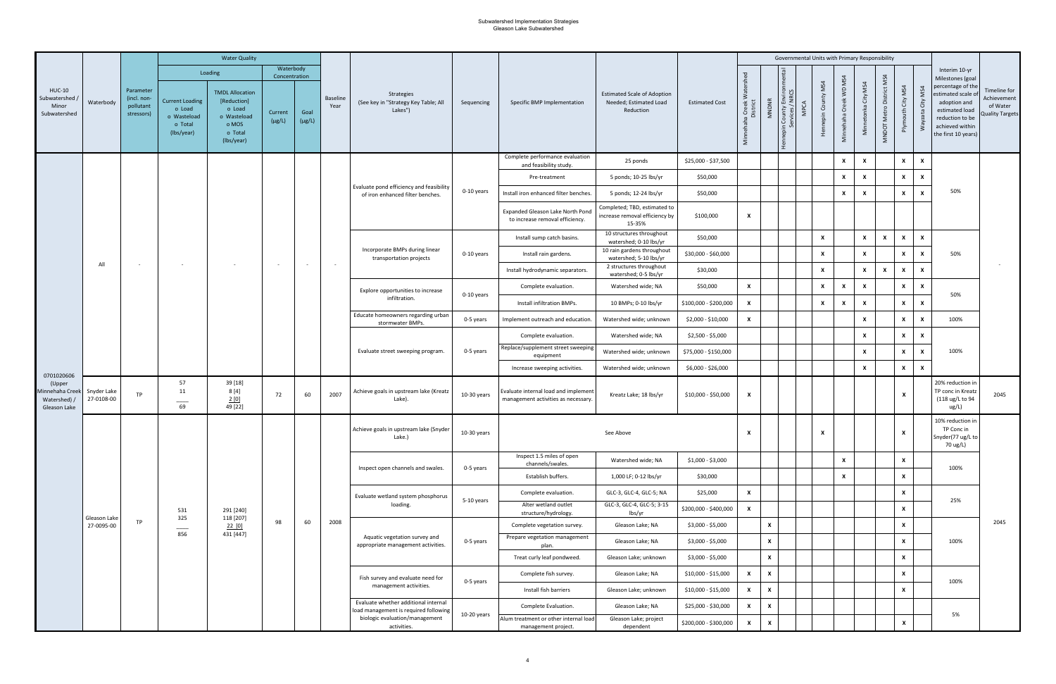# Subwatershed Implementation Strategies
## Gleason Lake Subwatershed

| HUC-10 Subwatershed / Minor Subwatershed | Waterbody | Parameter (incl. non-pollutant stressors) | Current Loading o Load o Wasteload o Total (lbs/year) | TMDL Allocation [Reduction] o Load o Wasteload o MOS o Total (lbs/year) | Current (µg/L) | Goal (µg/L) | Baseline Year | Strategies (See key in "Strategy Key Table; All Lakes") | Sequencing | Specific BMP Implementation | Estimated Scale of Adoption Needed; Estimated Load Reduction | Estimated Cost | Minnehaha Creek Watershed District | MNDNR | Hennepin County Environmental Services / NRCS | MPCA | Hennepin County MS4 | Minnehaha Creek WD MS4 | Minnetonka City MS4 | MNDOT Metro District MS4 | Plymouth City MS4 | Wayzata City MS4 | Interim 10-yr Milestones (goal percentage of the estimated scale of adoption and estimated load reduction to be achieved within the first 10 years) | Timeline for Achievement of Water Quality Targets |
|---|---|---|---|---|---|---|---|---|---|---|---|---|---|---|---|---|---|---|---|---|---|---|---|---|
| 0701020606 (Upper Minnehaha Creek Watershed) / Gleason Lake | All | - | - | - | - | - | - | Evaluate pond efficiency and feasibility of iron enhanced filter benches. | 0-10 years | Complete performance evaluation and feasibility study. | 25 ponds | $25,000 - $37,500 | | | | | | X | X | | X | X | 50% | - |
| | | | | | | | | | | Pre-treatment | 5 ponds; 10-25 lbs/yr | $50,000 | | | | | | X | X | | X | X | | |
| | | | | | | | | | | Install iron enhanced filter benches. | 5 ponds; 12-24 lbs/yr | $50,000 | | | | | | X | X | | X | X | | |
| | | | | | | | | | | Expanded Gleason Lake North Pond to increase removal efficiency. | Completed; TBD, estimated to increase removal efficiency by 15-35% | $100,000 | X | | | | | | | | | | | |
| | | | | | | | | Incorporate BMPs during linear transportation projects | 0-10 years | Install sump catch basins. | 10 structures throughout watershed; 0-10 lbs/yr | $50,000 | | | | | X | | X | X | X | X | 50% | |
| | | | | | | | | | | Install rain gardens. | 10 rain gardens throughout watershed; 5-10 lbs/yr | $30,000 - $60,000 | | | | | X | | X | | X | X | | |
| | | | | | | | | | | Install hydrodynamic separators. | 2 structures throughout watershed; 0-5 lbs/yr | $30,000 | | | | | X | | X | X | X | X | | |
| | | | | | | | | Explore opportunities to increase infiltration. | 0-10 years | Complete evaluation. | Watershed wide; NA | $50,000 | X | | | | X | X | X | | X | X | 50% | |
| | | | | | | | | | | Install infiltration BMPs. | 10 BMPs; 0-10 lbs/yr | $100,000 - $200,000 | X | | | | X | X | X | | X | X | | |
| | | | | | | | | Educate homeowners regarding urban stormwater BMPs. | 0-5 years | Implement outreach and education. | Watershed wide; unknown | $2,000 - $10,000 | X | | | | | | X | | X | X | 100% | |
| | | | | | | | | Evaluate street sweeping program. | 0-5 years | Complete evaluation. | Watershed wide; NA | $2,500 - $5,000 | | | | | | | X | | X | X | 100% | |
| | | | | | | | | | | Replace/supplement street sweeping equipment | Watershed wide; unknown | $75,000 - $150,000 | | | | | | | X | | X | X | | |
| | | | | | | | | | | Increase sweeping activities. | Watershed wide; unknown | $6,000 - $26,000 | | | | | | | X | | X | X | | |
| | Snyder Lake 27-0108-00 | TP | 57<br>11<br>____<br>69 | 39 [18]<br>8 [4]<br>2 [0]<br>49 [22] | 72 | 60 | 2007 | Achieve goals in upstream lake (Kreatz Lake). | 10-30 years | Evaluate internal load and implement management activities as necessary. | Kreatz Lake; 18 lbs/yr | $10,000 - $50,000 | X | | | | | | | | X | | 20% reduction in TP conc in Kreatz (118 ug/L to 94 ug/L) | 2045 |
| | Gleason Lake 27-0095-00 | TP | 531<br>325<br>____<br>856 | 291 [240]<br>118 [207]<br>22 [0]<br>431 [447] | 98 | 60 | 2008 | Achieve goals in upstream lake (Snyder Lake.) | 10-30 years | See Above | | | X | | | | X | | | | X | | 10% reduction in TP Conc in Snyder(77 ug/L to 70 ug/L) | 2045 |
| | | | | | | | | Inspect open channels and swales. | 0-5 years | Inspect 1.5 miles of open channels/swales. | Watershed wide; NA | $1,000 - $3,000 | | | | | | X | | | X | | 100% | |
| | | | | | | | | | | Establish buffers. | 1,000 LF; 0-12 lbs/yr | $30,000 | | | | | | X | | | X | | | |
| | | | | | | | | Evaluate wetland system phosphorus loading. | 5-10 years | Complete evaluation. | GLC-3, GLC-4, GLC-5; NA | $25,000 | X | | | | | | | | X | | 25% | |
| | | | | | | | | | | Alter wetland outlet structure/hydrology. | GLC-3, GLC-4, GLC-5; 3-15 lbs/yr | $200,000 - $400,000 | X | | | | | | | | X | | | |
| | | | | | | | | Aquatic vegetation survey and appropriate management activities. | 0-5 years | Complete vegetation survey. | Gleason Lake; NA | $3,000 - $5,000 | | X | | | | | | | X | | 100% | |
| | | | | | | | | | | Prepare vegetation management plan. | Gleason Lake; NA | $3,000 - $5,000 | | X | | | | | | | X | | | |
| | | | | | | | | | | Treat curly leaf pondweed. | Gleason Lake; unknown | $3,000 - $5,000 | | X | | | | | | | X | | | |
| | | | | | | | | Fish survey and evaluate need for management activities. | 0-5 years | Complete fish survey. | Gleason Lake; NA | $10,000 - $15,000 | X | X | | | | | | | X | | 100% | |
| | | | | | | | | | | Install fish barriers | Gleason Lake; unknown | $10,000 - $15,000 | X | X | | | | | | | X | | | |
| | | | | | | | | Evaluate whether additional internal load management is required following biologic evaluation/management activities. | 10-20 years | Complete Evaluation. | Gleason Lake; NA | $25,000 - $30,000 | X | X | | | | | | | | | 5% | |
| | | | | | | | | | | Alum treatment or other internal load management project. | Gleason Lake; project dependent | $200,000 - $300,000 | X | X | | | | | | | X | | | |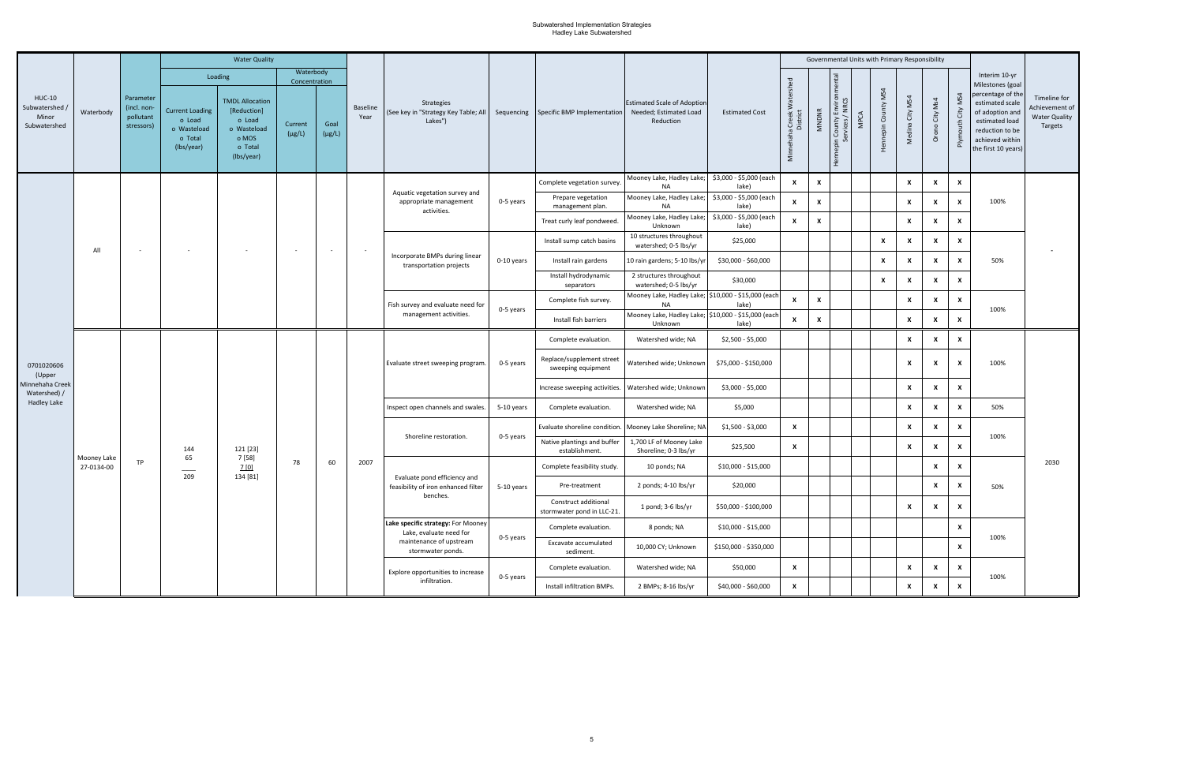# Subwatershed Implementation Strategies
## Hadley Lake Subwatershed

| HUC-10 Subwatershed / Minor Subwatershed | Waterbody | Parameter (incl. non-pollutant stressors) | Water Quality: Loading: Current Loading o Load o Wasteload o Total (lbs/year) | Water Quality: Loading: TMDL Allocation [Reduction] o Load o Wasteload o MOS o Total (lbs/year) | Water Quality: Waterbody Concentration: Current (µg/L) | Water Quality: Waterbody Concentration: Goal (µg/L) | Baseline Year | Strategies (See key in "Strategy Key Table; All Lakes") | Sequencing | Specific BMP Implementation | Estimated Scale of Adoption Needed; Estimated Load Reduction | Estimated Cost | Minnehaha Creek Watershed District | MNDNR | Hennepin County Environmental Services / NRCS | MPCA | Hennepin County MS4 | Medina City MS4 | Orono City Ms4 | Plymouth City MS4 | Interim 10-yr Milestones (goal percentage of the estimated scale of adoption and estimated load reduction to be achieved within the first 10 years) | Timeline for Achievement of Water Quality Targets |
|---|---|---|---|---|---|---|---|---|---|---|---|---|---|---|---|---|---|---|---|---|---|---|
| 0701020606 (Upper Minnehaha Creek Watershed) / Hadley Lake | All | - | - | - | - | - | - | Aquatic vegetation survey and appropriate management activities. | 0-5 years | Complete vegetation survey. | Mooney Lake, Hadley Lake; NA | $3,000 - $5,000 (each lake) | X | X | | | | X | X | X | 100% | - |
| | | | | | | | | | | Prepare vegetation management plan. | Mooney Lake, Hadley Lake; NA | $3,000 - $5,000 (each lake) | X | X | | | | X | X | X | | |
| | | | | | | | | | | Treat curly leaf pondweed. | Mooney Lake, Hadley Lake; Unknown | $3,000 - $5,000 (each lake) | X | X | | | | X | X | X | | |
| | | | | | | | | Incorporate BMPs during linear transportation projects | 0-10 years | Install sump catch basins | 10 structures throughout watershed; 0-5 lbs/yr | $25,000 | | | | | X | X | X | X | 50% | |
| | | | | | | | | | | Install rain gardens | 10 rain gardens; 5-10 lbs/yr | $30,000 - $60,000 | | | | | X | X | X | X | | |
| | | | | | | | | | | Install hydrodynamic separators | 2 structures throughout watershed; 0-5 lbs/yr | $30,000 | | | | | X | X | X | X | | |
| | | | | | | | | Fish survey and evaluate need for management activities. | 0-5 years | Complete fish survey. | Mooney Lake, Hadley Lake; NA | $10,000 - $15,000 (each lake) | X | X | | | | X | X | X | 100% | |
| | | | | | | | | | | Install fish barriers | Mooney Lake, Hadley Lake; Unknown | $10,000 - $15,000 (each lake) | X | X | | | | X | X | X | | |
| | Mooney Lake 27-0134-00 | TP | 144<br>65<br>____<br>209 | 121 [23]<br>7 [58]<br>7 [0]<br>134 [81] | 78 | 60 | 2007 | Evaluate street sweeping program. | 0-5 years | Complete evaluation. | Watershed wide; NA | $2,500 - $5,000 | | | | | | X | X | X | 100% | 2030 |
| | | | | | | | | | | Replace/supplement street sweeping equipment | Watershed wide; Unknown | $75,000 - $150,000 | | | | | | X | X | X | | |
| | | | | | | | | | | Increase sweeping activities. | Watershed wide; Unknown | $3,000 - $5,000 | | | | | | X | X | X | | |
| | | | | | | | | Inspect open channels and swales. | 5-10 years | Complete evaluation. | Watershed wide; NA | $5,000 | | | | | | X | X | X | 50% | |
| | | | | | | | | Shoreline restoration. | 0-5 years | Evaluate shoreline condition. | Mooney Lake Shoreline; NA | $1,500 - $3,000 | X | | | | | X | X | X | 100% | |
| | | | | | | | | | | Native plantings and buffer establishment. | 1,700 LF of Mooney Lake Shoreline; 0-3 lbs/yr | $25,500 | X | | | | | X | X | X | | |
| | | | | | | | | Evaluate pond efficiency and feasibility of iron enhanced filter benches. | 5-10 years | Complete feasibility study. | 10 ponds; NA | $10,000 - $15,000 | | | | | | | X | X | 50% | |
| | | | | | | | | | | Pre-treatment | 2 ponds; 4-10 lbs/yr | $20,000 | | | | | | | X | X | | |
| | | | | | | | | | | Construct additional stormwater pond in LLC-21. | 1 pond; 3-6 lbs/yr | $50,000 - $100,000 | | | | | | X | X | X | | |
| | | | | | | | | **Lake specific strategy:** For Mooney Lake, evaluate need for maintenance of upstream stormwater ponds. | 0-5 years | Complete evaluation. | 8 ponds; NA | $10,000 - $15,000 | | | | | | | | X | 100% | |
| | | | | | | | | | | Excavate accumulated sediment. | 10,000 CY; Unknown | $150,000 - $350,000 | | | | | | | | X | | |
| | | | | | | | | Explore opportunities to increase infiltration. | 0-5 years | Complete evaluation. | Watershed wide; NA | $50,000 | X | | | | | X | X | X | 100% | |
| | | | | | | | | | | Install infiltration BMPs. | 2 BMPs; 8-16 lbs/yr | $40,000 - $60,000 | X | | | | | X | X | X | | |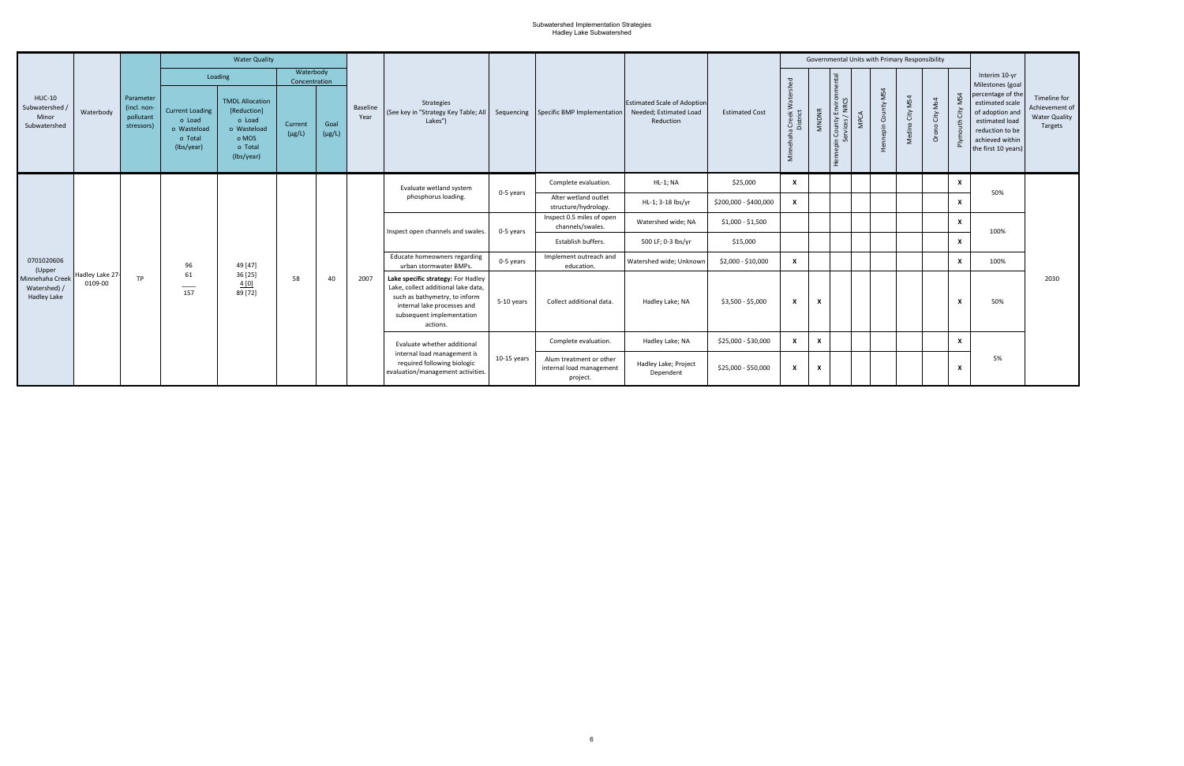# Subwatershed Implementation Strategies
## Hadley Lake Subwatershed

| HUC-10 Subwatershed / Minor Subwatershed | Waterbody | Parameter (incl. non-pollutant stressors) | Water Quality: Loading: Current Loading o Load o Wasteload o Total (lbs/year) | Water Quality: Loading: TMDL Allocation [Reduction] o Load o Wasteload o MOS o Total (lbs/year) | Water Quality: Waterbody Concentration: Current (µg/L) | Water Quality: Waterbody Concentration: Goal (µg/L) | Baseline Year | Strategies (See key in "Strategy Key Table; All Lakes") | Sequencing | Specific BMP Implementation | Estimated Scale of Adoption Needed; Estimated Load Reduction | Estimated Cost | Minnehaha Creek Watershed District | MNDNR | Hennepin County Environmental Services / NRCS | MPCA | Hennepin County MS4 | Medina City MS4 | Orono City Ms4 | Plymouth City MS4 | Interim 10-yr Milestones (goal percentage of the estimated scale of adoption and estimated load reduction to be achieved within the first 10 years) | Timeline for Achievement of Water Quality Targets |
|---|---|---|---|---|---|---|---|---|---|---|---|---|---|---|---|---|---|---|---|---|---|---|
| 0701020606 (Upper Minnehaha Creek Watershed) / Hadley Lake | Hadley Lake 27-0109-00 | TP | 96<br>61<br>——<br>157 | 49 [47]<br>36 [25]<br>4 [0]<br>89 [72] | 58 | 40 | 2007 | Evaluate wetland system phosphorus loading. | 0-5 years | Complete evaluation. | HL-1; NA | $25,000 | X | | | | | | | X | 50% | 2030 |
| | | | | | | | | | | Alter wetland outlet structure/hydrology. | HL-1; 3-18 lbs/yr | $200,000 - $400,000 | X | | | | | | | X | | |
| | | | | | | | | Inspect open channels and swales. | 0-5 years | Inspect 0.5 miles of open channels/swales. | Watershed wide; NA | $1,000 - $1,500 | | | | | | | | X | 100% | |
| | | | | | | | | | | Establish buffers. | 500 LF; 0-3 lbs/yr | $15,000 | | | | | | | | X | | |
| | | | | | | | | Educate homeowners regarding urban stormwater BMPs. | 0-5 years | Implement outreach and education. | Watershed wide; Unknown | $2,000 - $10,000 | X | | | | | | | X | 100% | |
| | | | | | | | | **Lake specific strategy:** For Hadley Lake, collect additional lake data, such as bathymetry, to inform internal lake processes and subsequent implementation actions. | 5-10 years | Collect additional data. | Hadley Lake; NA | $3,500 - $5,000 | X | X | | | | | | X | 50% | |
| | | | | | | | | Evaluate whether additional internal load management is required following biologic evaluation/management activities. | 10-15 years | Complete evaluation. | Hadley Lake; NA | $25,000 - $30,000 | X | X | | | | | | X | 5% | |
| | | | | | | | | | | Alum treatment or other internal load management project. | Hadley Lake; Project Dependent | $25,000 - $50,000 | X | X | | | | | | X | | |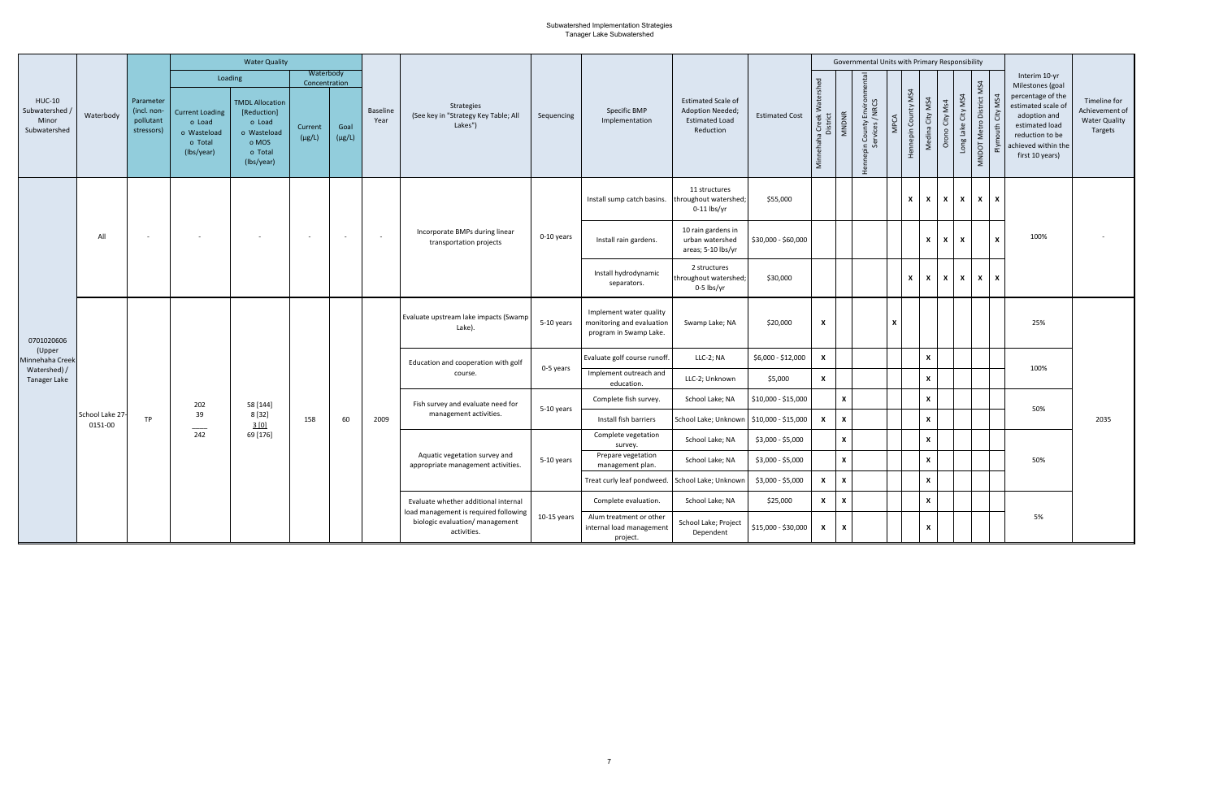# Subwatershed Implementation Strategies
## Tanager Lake Subwatershed

| HUC-10 Subwatershed / Minor Subwatershed | Waterbody | Parameter (incl. non-pollutant stressors) | Water Quality: Loading: Current Loading o Load o Wasteload o Total (lbs/year) | Water Quality: Loading: TMDL Allocation [Reduction] o Load o Wasteload o MOS o Total (lbs/year) | Water Quality: Waterbody Concentration: Current (µg/L) | Water Quality: Waterbody Concentration: Goal (µg/L) | Baseline Year | Strategies (See key in "Strategy Key Table; All Lakes") | Sequencing | Specific BMP Implementation | Estimated Scale of Adoption Needed; Estimated Load Reduction | Estimated Cost | Minnehaha Creek Watershed District | MNDNR | Hennepin County Environmental Services / NRCS | MPCA | Hennepin County MS4 | Medina City MS4 | Orono City MS4 | Long Lake City MS4 | MNDOT Metro District MS4 | Plymouth City MS4 | Interim 10-yr Milestones (goal percentage of the estimated scale of adoption and estimated load reduction to be achieved within the first 10 years) | Timeline for Achievement of Water Quality Targets |
|---|---|---|---|---|---|---|---|---|---|---|---|---|---|---|---|---|---|---|---|---|---|---|---|---|
| 0701020606 (Upper Minnehaha Creek Watershed) / Tanager Lake | All | - | - | - | - | - | - | Incorporate BMPs during linear transportation projects | 0-10 years | Install sump catch basins. | 11 structures throughout watershed; 0-11 lbs/yr | $55,000 | | | | | X | X | X | X | X | X | 100% | - |
| | | | | | | | | | | Install rain gardens. | 10 rain gardens in urban watershed areas; 5-10 lbs/yr | $30,000 - $60,000 | | | | | | X | X | X | | X | | |
| | | | | | | | | | | Install hydrodynamic separators. | 2 structures throughout watershed; 0-5 lbs/yr | $30,000 | | | | | X | X | X | X | X | X | | |
| | School Lake 27-0151-00 | TP | 202 39 ____ 242 | 58 [144] 8 [32] 3 [0] 69 [176] | 158 | 60 | 2009 | Evaluate upstream lake impacts (Swamp Lake). | 5-10 years | Implement water quality monitoring and evaluation program in Swamp Lake. | Swamp Lake; NA | $20,000 | X | | | X | | | | | | | 25% | 2035 |
| | | | | | | | | Education and cooperation with golf course. | 0-5 years | Evaluate golf course runoff. | LLC-2; NA | $6,000 - $12,000 | X | | | | | X | | | | | 100% | |
| | | | | | | | | | | Implement outreach and education. | LLC-2; Unknown | $5,000 | X | | | | | X | | | | | | |
| | | | | | | | | Fish survey and evaluate need for management activities. | 5-10 years | Complete fish survey. | School Lake; NA | $10,000 - $15,000 | | X | | | | X | | | | | 50% | |
| | | | | | | | | | | Install fish barriers | School Lake; Unknown | $10,000 - $15,000 | X | X | | | | X | | | | | | |
| | | | | | | | | Aquatic vegetation survey and appropriate management activities. | 5-10 years | Complete vegetation survey. | School Lake; NA | $3,000 - $5,000 | | X | | | | X | | | | | 50% | |
| | | | | | | | | | | Prepare vegetation management plan. | School Lake; NA | $3,000 - $5,000 | | X | | | | X | | | | | | |
| | | | | | | | | | | Treat curly leaf pondweed. | School Lake; Unknown | $3,000 - $5,000 | X | X | | | | X | | | | | | |
| | | | | | | | | Evaluate whether additional internal load management is required following biologic evaluation/ management activities. | 10-15 years | Complete evaluation. | School Lake; NA | $25,000 | X | X | | | | X | | | | | 5% | |
| | | | | | | | | | | Alum treatment or other internal load management project. | School Lake; Project Dependent | $15,000 - $30,000 | X | X | | | | X | | | | | | |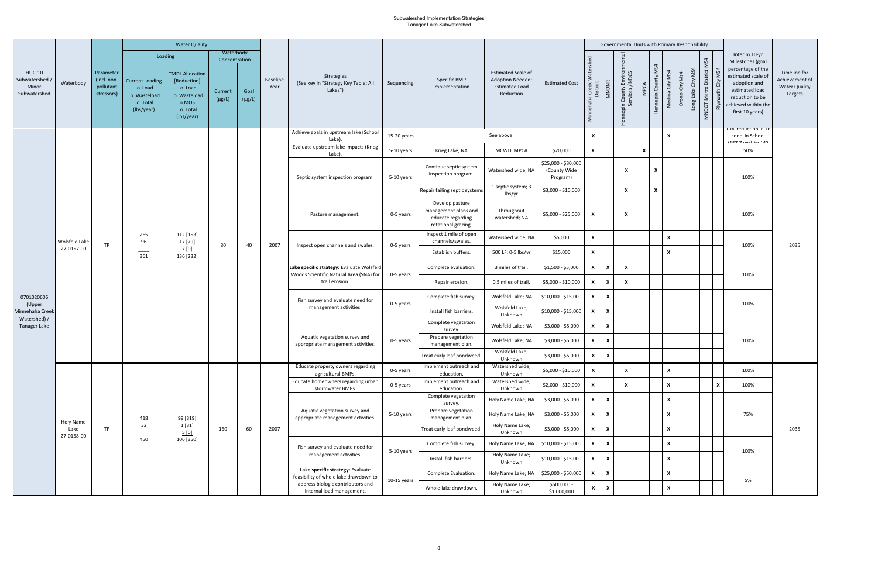Subwatershed Implementation Strategies
Tanager Lake Subwatershed

| HUC-10 Subwatershed / Minor Subwatershed | Waterbody | Parameter (incl. non-pollutant stressors) | Water Quality: Loading: Current Loading o Load o Wasteload o Total (lbs/year) | Water Quality: Loading: TMDL Allocation [Reduction] o Load o Wasteload o MOS o Total (lbs/year) | Water Quality: Waterbody Concentration: Current (µg/L) | Water Quality: Waterbody Concentration: Goal (µg/L) | Baseline Year | Strategies (See key in "Strategy Key Table; All Lakes") | Sequencing | Specific BMP Implementation | Estimated Scale of Adoption Needed; Estimated Load Reduction | Estimated Cost | Minnehaha Creek Watershed District | MNDNR | Hennepin County Environmental Services / NRCS | MPCA | Hennepin County MS4 | Medina City MS4 | Orono City MS4 | Long Lake City MS4 | MNDOT Metro District MS4 | Plymouth City MS4 | Interim 10-yr Milestones (goal percentage of the estimated scale of adoption and estimated load reduction to be achieved within the first 10 years) | Timeline for Achievement of Water Quality Targets |
|---|---|---|---|---|---|---|---|---|---|---|---|---|---|---|---|---|---|---|---|---|---|---|---|---|
| 0701020606 (Upper Minnehaha Creek Watershed) / Tanager Lake | Wolsfeld Lake 27-0157-00 | TP | 265<br>96<br>____<br>361 | 112 [153]<br>17 [79]<br>7 [0]<br>136 [232] | 80 | 40 | 2007 | Achieve goals in upstream lake (School Lake). | 15-20 years | | See above. | | X | | | | | X | | | | | 10% reduction in TP conc. in School (157.7 µg/L to 142 | 2035 |
| | | | | | | | | Evaluate upstream lake impacts (Krieg Lake). | 5-10 years | Krieg Lake; NA | MCWD, MPCA | $20,000 | X | | | X | | | | | | | 50% | |
| | | | | | | | | Septic system inspection program. | 5-10 years | Continue septic system inspection program. | Watershed wide; NA | $25,000 - $30,000 (County Wide Program) | | | X | | X | | | | | | 100% | |
| | | | | | | | | | | Repair failing septic systems | 1 septic system; 3 lbs/yr | $3,000 - $10,000 | | | X | | X | | | | | | | |
| | | | | | | | | Pasture management. | 0-5 years | Develop pasture management plans and educate regarding rotational grazing. | Throughout watershed; NA | $5,000 - $25,000 | X | | X | | | | | | | | 100% | |
| | | | | | | | | Inspect open channels and swales. | 0-5 years | Inspect 1 mile of open channels/swales. | Watershed wide; NA | $5,000 | X | | | | | X | | | | | 100% | |
| | | | | | | | | | | Establish buffers. | 500 LF; 0-5 lbs/yr | $15,000 | X | | | | | X | | | | | | |
| | | | | | | | | **Lake specific strategy:** Evaluate Wolsfeld Woods Scientific Natural Area (SNA) for trail erosion. | 0-5 years | Complete evaluation. | 3 miles of trail. | $1,500 - $5,000 | X | X | X | | | | | | | | 100% | |
| | | | | | | | | | | Repair erosion. | 0.5 miles of trail. | $5,000 - $10,000 | X | X | X | | | | | | | | | |
| | | | | | | | | Fish survey and evaluate need for management activities. | 0-5 years | Complete fish survey. | Wolsfeld Lake; NA | $10,000 - $15,000 | X | X | | | | | | | | | 100% | |
| | | | | | | | | | | Install fish barriers. | Wolsfeld Lake; Unknown | $10,000 - $15,000 | X | X | | | | | | | | | | |
| | | | | | | | | Aquatic vegetation survey and appropriate management activities. | 0-5 years | Complete vegetation survey. | Wolsfeld Lake; NA | $3,000 - $5,000 | X | X | | | | | | | | | 100% | |
| | | | | | | | | | | Prepare vegetation management plan. | Wolsfeld Lake; NA | $3,000 - $5,000 | X | X | | | | | | | | | | |
| | | | | | | | | | | Treat curly leaf pondweed. | Wolsfeld Lake; Unknown | $3,000 - $5,000 | X | X | | | | | | | | | | |
| | Holy Name Lake 27-0158-00 | TP | 418<br>32<br>____<br>450 | 99 [319]<br>1 [31]<br>5 [0]<br>106 [350] | 150 | 60 | 2007 | Educate property owners regarding agricultural BMPs. | 0-5 years | Implement outreach and education. | Watershed wide; Unknown | $5,000 - $10,000 | X | | X | | | X | | | | | 100% | 2035 |
| | | | | | | | | Educate homeowners regarding urban stormwater BMPs. | 0-5 years | Implement outreach and education. | Watershed wide; Unknown | $2,000 - $10,000 | X | | X | | | X | | | | X | 100% | |
| | | | | | | | | Aquatic vegetation survey and appropriate management activities. | 5-10 years | Complete vegetation survey. | Holy Name Lake; NA | $3,000 - $5,000 | X | X | | | | X | | | | | 75% | |
| | | | | | | | | | | Prepare vegetation management plan. | Holy Name Lake; NA | $3,000 - $5,000 | X | X | | | | X | | | | | | |
| | | | | | | | | | | Treat curly leaf pondweed. | Holy Name Lake; Unknown | $3,000 - $5,000 | X | X | | | | X | | | | | | |
| | | | | | | | | Fish survey and evaluate need for management activities. | 5-10 years | Complete fish survey. | Holy Name Lake; NA | $10,000 - $15,000 | X | X | | | | X | | | | | 100% | |
| | | | | | | | | | | Install fish barriers. | Holy Name Lake; Unknown | $10,000 - $15,000 | X | X | | | | X | | | | | | |
| | | | | | | | | **Lake specific strategy:** Evaluate feasibility of whole lake drawdown to address biologic contributors and internal load management. | 10-15 years | Complete Evaluation. | Holy Name Lake; NA | $25,000 - $50,000 | X | X | | | | X | | | | | 5% | |
| | | | | | | | | | | Whole lake drawdown. | Holy Name Lake; Unknown | $500,000 - $1,000,000 | X | X | | | | X | | | | | | |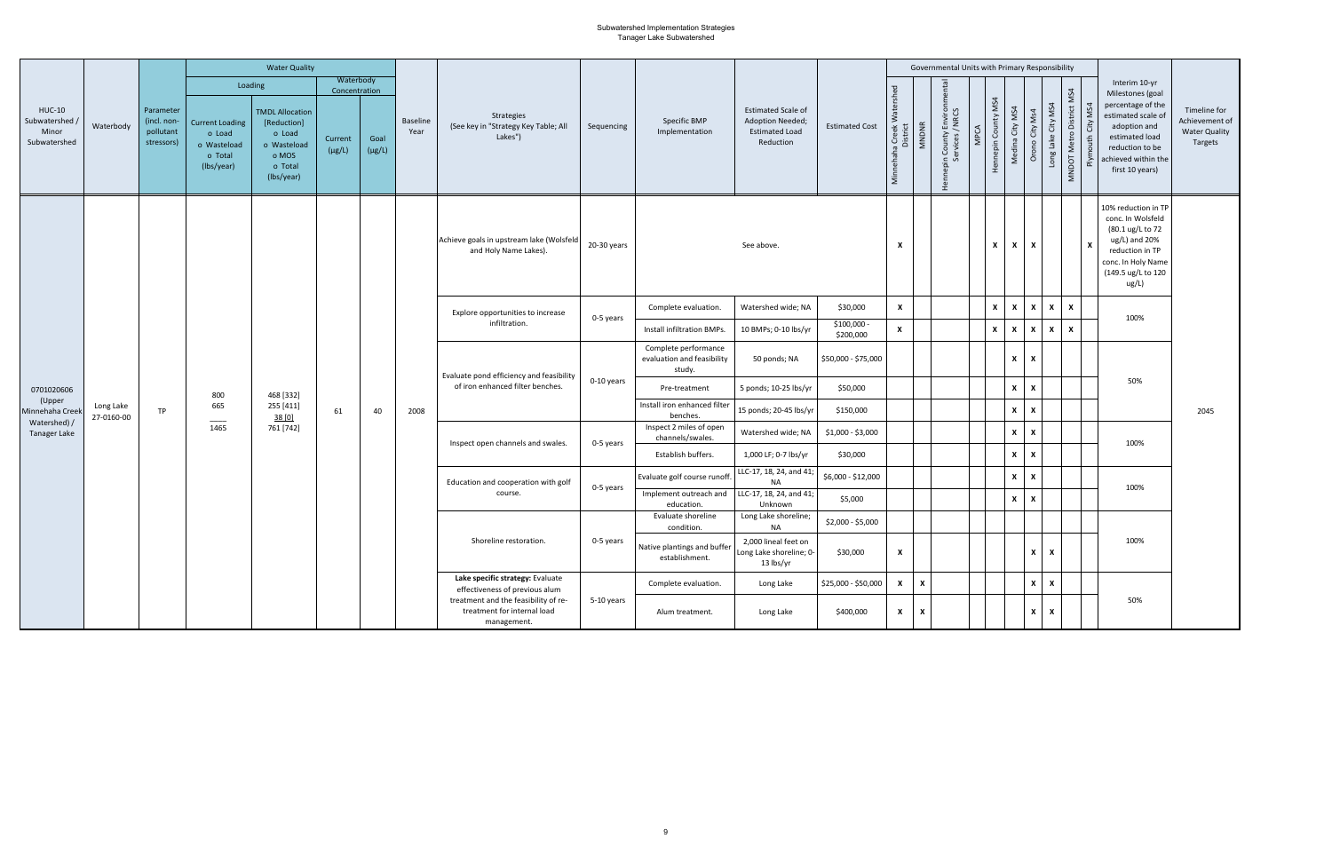# Subwatershed Implementation Strategies
## Tanager Lake Subwatershed

| HUC-10 Subwatershed / Minor Subwatershed | Waterbody | Parameter (incl. non-pollutant stressors) | Water Quality: Loading: Current Loading o Load o Wasteload o Total (lbs/year) | Water Quality: Loading: TMDL Allocation [Reduction] o Load o Wasteload o MOS o Total (lbs/year) | Water Quality: Waterbody Concentration: Current (µg/L) | Water Quality: Waterbody Concentration: Goal (µg/L) | Baseline Year | Strategies (See key in "Strategy Key Table; All Lakes") | Sequencing | Specific BMP Implementation | Estimated Scale of Adoption Needed; Estimated Load Reduction | Estimated Cost | Minnehaha Creek Watershed District | MNDNR | Hennepin County Environmental Services / NRCS | MPCA | Hennepin County MS4 | Medina City MS4 | Orono City MS4 | Long lake City MS4 | MNDOT Metro District MS4 | Plymouth City MS4 | Interim 10-yr Milestones (goal percentage of the estimated scale of adoption and estimated load reduction to be achieved within the first 10 years) | Timeline for Achievement of Water Quality Targets |
|---|---|---|---|---|---|---|---|---|---|---|---|---|---|---|---|---|---|---|---|---|---|---|---|---|
| 0701020606 (Upper Minnehaha Creek Watershed) / Tanager Lake | Long Lake 27-0160-00 | TP | 800<br>665<br>____<br>1465 | 468 [332]<br>255 [411]<br>38 [0]<br>761 [742] | 61 | 40 | 2008 | Achieve goals in upstream lake (Wolsfeld and Holy Name Lakes). | 20-30 years | See above. | | | X | | | | X | X | X | | | X | 10% reduction in TP conc. In Wolsfeld (80.1 ug/L to 72 ug/L) and 20% reduction in TP conc. In Holy Name (149.5 ug/L to 120 ug/L) | 2045 |
| | | | | | | | | Explore opportunities to increase infiltration. | 0-5 years | Complete evaluation. | Watershed wide; NA | $30,000 | X | | | | X | X | X | X | X | | 100% | |
| | | | | | | | | | | Install infiltration BMPs. | 10 BMPs; 0-10 lbs/yr | $100,000 - $200,000 | X | | | | X | X | X | X | X | | | |
| | | | | | | | | Evaluate pond efficiency and feasibility of iron enhanced filter benches. | 0-10 years | Complete performance evaluation and feasibility study. | 50 ponds; NA | $50,000 - $75,000 | | | | | | X | X | | | | 50% | |
| | | | | | | | | | | Pre-treatment | 5 ponds; 10-25 lbs/yr | $50,000 | | | | | | X | X | | | | | |
| | | | | | | | | | | Install iron enhanced filter benches. | 15 ponds; 20-45 lbs/yr | $150,000 | | | | | | X | X | | | | | |
| | | | | | | | | Inspect open channels and swales. | 0-5 years | Inspect 2 miles of open channels/swales. | Watershed wide; NA | $1,000 - $3,000 | | | | | | X | X | | | | 100% | |
| | | | | | | | | | | Establish buffers. | 1,000 LF; 0-7 lbs/yr | $30,000 | | | | | | X | X | | | | | |
| | | | | | | | | Education and cooperation with golf course. | 0-5 years | Evaluate golf course runoff. | LLC-17, 18, 24, and 41; NA | $6,000 - $12,000 | | | | | | X | X | | | | 100% | |
| | | | | | | | | | | Implement outreach and education. | LLC-17, 18, 24, and 41; Unknown | $5,000 | | | | | | X | X | | | | | |
| | | | | | | | | Shoreline restoration. | 0-5 years | Evaluate shoreline condition. | Long Lake shoreline; NA | $2,000 - $5,000 | | | | | | | | | | | 100% | |
| | | | | | | | | | | Native plantings and buffer establishment. | 2,000 lineal feet on Long Lake shoreline; 0-13 lbs/yr | $30,000 | X | | | | | | X | X | | | | |
| | | | | | | | | **Lake specific strategy:** Evaluate effectiveness of previous alum treatment and the feasibility of re-treatment for internal load management. | 5-10 years | Complete evaluation. | Long Lake | $25,000 - $50,000 | X | X | | | | | X | X | | | 50% | |
| | | | | | | | | | | Alum treatment. | Long Lake | $400,000 | X | X | | | | | X | X | | | | |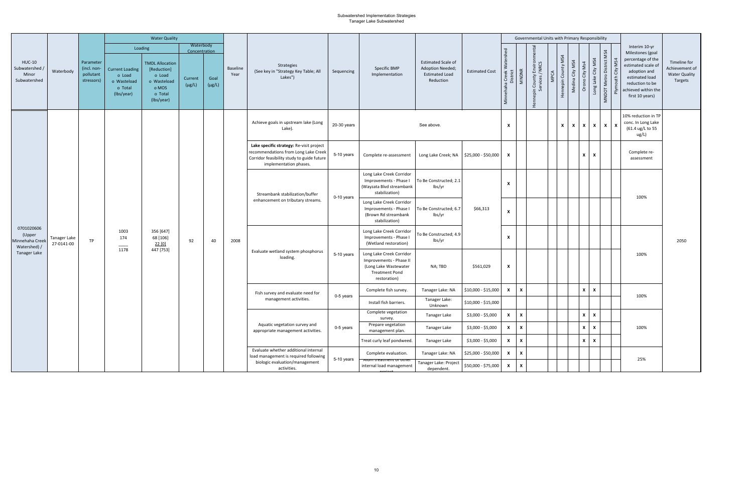# Subwatershed Implementation Strategies
## Tanager Lake Subwatershed

| HUC-10 Subwatershed / Minor Subwatershed | Waterbody | Parameter (incl. non-pollutant stressors) | Water Quality: Loading: Current Loading o Load o Wasteload o Total (lbs/year) | Water Quality: Loading: TMDL Allocation [Reduction] o Load o Wasteload o MOS o Total (lbs/year) | Water Quality: Waterbody Concentration: Current (µg/L) | Water Quality: Waterbody Concentration: Goal (µg/L) | Baseline Year | Strategies (See key in "Strategy Key Table; All Lakes") | Sequencing | Specific BMP Implementation | Estimated Scale of Adoption Needed; Estimated Load Reduction | Estimated Cost | Minnehaha Creek Watershed District | MNDNR | Hennepin County Environmental Services / NRCS | MPCA | Hennepin County MS4 | Medina City MS4 | Orono City MS4 | Long Lake City MS4 | MNDOT Metro District MS4 | Plymouth City MS4 | Interim 10-yr Milestones (goal percentage of the estimated scale of adoption and estimated load reduction to be achieved within the first 10 years) | Timeline for Achievement of Water Quality Targets |
|---|---|---|---|---|---|---|---|---|---|---|---|---|---|---|---|---|---|---|---|---|---|---|---|---|
| 0701020606 (Upper Minnehaha Creek Watershed) / Tanager Lake | Tanager Lake 27-0141-00 | TP | 1003<br>174<br>____<br>1178 | 356 [647]<br>68 [106]<br>22 [0]<br>447 [753] | 92 | 40 | 2008 | Achieve goals in upstream lake (Long Lake). | 20-30 years | See above. | | | X | | | | X | X | X | X | X | X | 10% reduction in TP conc. In Long Lake (61.4 ug/L to 55 ug/L) | 2050 |
| | | | | | | | | **Lake specific strategy:** Re-visit project recommendations from Long Lake Creek Corridor feasibility study to guide future implementation phases. | 5-10 years | Complete re-assessment | Long Lake Creek; NA | $25,000 - $50,000 | X | | | | | | X | X | | | Complete re-assessment | |
| | | | | | | | | Streambank stabilization/buffer enhancement on tributary streams. | 0-10 years | Long Lake Creek Corridor Improvements - Phase I (Wayzata Blvd streambank stabilization) | To Be Constructed; 2.1 lbs/yr | $66,313 | X | | | | | | | | | | 100% | |
| | | | | | | | | | | Long Lake Creek Corridor Improvements - Phase I (Brown Rd streambank stabilization) | To Be Constructed; 6.7 lbs/yr | | X | | | | | | | | | | | |
| | | | | | | | | Evaluate wetland system phosphorus loading. | 5-10 years | Long Lake Creek Corridor Improvements - Phase I (Wetland restoration) | To Be Constructed; 4.9 lbs/yr | | X | | | | | | | | | | 100% | |
| | | | | | | | | | | Long Lake Creek Corridor Improvements - Phase II (Long Lake Wastewater Treatment Pond restoration) | NA; TBD | $561,029 | X | | | | | | | | | | | |
| | | | | | | | | Fish survey and evaluate need for management activities. | 0-5 years | Complete fish survey. | Tanager Lake: NA | $10,000 - $15,000 | X | X | | | | | X | X | | | 100% | |
| | | | | | | | | | | Install fish barriers. | Tanager Lake: Unknown | $10,000 - $15,000 | | | | | | | | | | | | |
| | | | | | | | | Aquatic vegetation survey and appropriate management activities. | 0-5 years | Complete vegetation survey. | Tanager Lake | $3,000 - $5,000 | X | X | | | | | X | X | | | 100% | |
| | | | | | | | | | | Prepare vegetation management plan. | Tanager Lake | $3,000 - $5,000 | X | X | | | | | X | X | | | | |
| | | | | | | | | | | Treat curly leaf pondweed. | Tanager Lake | $3,000 - $5,000 | X | X | | | | | X | X | | | | |
| | | | | | | | | Evaluate whether additional internal load management is required following biologic evaluation/management activities. | 5-10 years | Complete evaluation. | Tanager Lake: NA | $25,000 - $50,000 | X | X | | | | | | | | | 25% | |
| | | | | | | | | | | Alum treatment or other internal load management project | Tanager Lake: Project dependent. | $50,000 - $75,000 | X | X | | | | | | | | | | |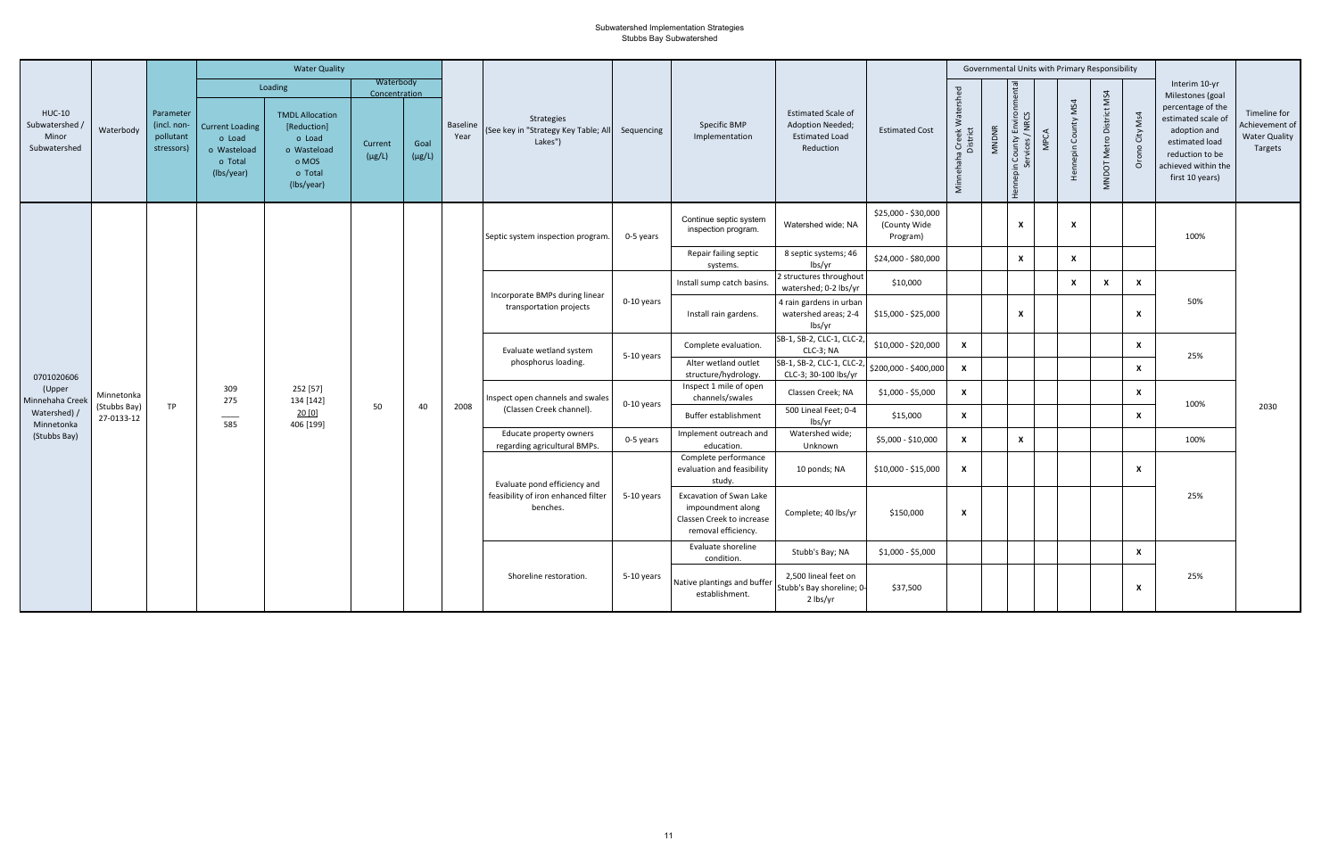# Subwatershed Implementation Strategies
## Stubbs Bay Subwatershed

| HUC-10 Subwatershed / Minor Subwatershed | Waterbody | Parameter (incl. non-pollutant stressors) | Water Quality: Loading: Current Loading o Load o Wasteload o Total (lbs/year) | Water Quality: Loading: TMDL Allocation [Reduction] o Load o Wasteload o MOS o Total (lbs/year) | Water Quality: Waterbody Concentration: Current (µg/L) | Water Quality: Waterbody Concentration: Goal (µg/L) | Baseline Year | Strategies (See key in "Strategy Key Table; All Lakes") | Sequencing | Specific BMP Implementation | Estimated Scale of Adoption Needed; Estimated Load Reduction | Estimated Cost | Minnehaha Creek Watershed District | MNDNR | Hennepin County Environmental Services / NRCS | MPCA | Hennepin County MS4 | MNDOT Metro District MS4 | Orono City MS4 | Interim 10-yr Milestones (goal percentage of the estimated scale of adoption and estimated load reduction to be achieved within the first 10 years) | Timeline for Achievement of Water Quality Targets |
|---|---|---|---|---|---|---|---|---|---|---|---|---|---|---|---|---|---|---|---|---|---|
| 0701020606 (Upper Minnehaha Creek Watershed) / Minnetonka (Stubbs Bay) | Minnetonka (Stubbs Bay) 27-0133-12 | TP | 309<br>275<br>___<br>585 | 252 [57]<br>134 [142]<br>20 [0]<br>406 [199] | 50 | 40 | 2008 | Septic system inspection program. | 0-5 years | Continue septic system inspection program. | Watershed wide; NA | $25,000 - $30,000 (County Wide Program) | | | X | | X | | | 100% | 2030 |
| | | | | | | | | | | Repair failing septic systems. | 8 septic systems; 46 lbs/yr | $24,000 - $80,000 | | | X | | X | | | | |
| | | | | | | | | Incorporate BMPs during linear transportation projects | 0-10 years | Install sump catch basins. | 2 structures throughout watershed; 0-2 lbs/yr | $10,000 | | | | | X | X | X | 50% | |
| | | | | | | | | | | Install rain gardens. | 4 rain gardens in urban watershed areas; 2-4 lbs/yr | $15,000 - $25,000 | | | X | | | | X | | |
| | | | | | | | | Evaluate wetland system phosphorus loading. | 5-10 years | Complete evaluation. | SB-1, SB-2, CLC-1, CLC-2, CLC-3; NA | $10,000 - $20,000 | X | | | | | | X | 25% | |
| | | | | | | | | | | Alter wetland outlet structure/hydrology. | SB-1, SB-2, CLC-1, CLC-2, CLC-3; 30-100 lbs/yr | $200,000 - $400,000 | X | | | | | | X | | |
| | | | | | | | | Inspect open channels and swales (Classen Creek channel). | 0-10 years | Inspect 1 mile of open channels/swales | Classen Creek; NA | $1,000 - $5,000 | X | | | | | | X | 100% | |
| | | | | | | | | | | Buffer establishment | 500 Lineal Feet; 0-4 lbs/yr | $15,000 | X | | | | | | X | | |
| | | | | | | | | Educate property owners regarding agricultural BMPs. | 0-5 years | Implement outreach and education. | Watershed wide; Unknown | $5,000 - $10,000 | X | | X | | | | | 100% | |
| | | | | | | | | Evaluate pond efficiency and feasibility of iron enhanced filter benches. | 5-10 years | Complete performance evaluation and feasibility study. | 10 ponds; NA | $10,000 - $15,000 | X | | | | | | X | 25% | |
| | | | | | | | | | | Excavation of Swan Lake impoundment along Classen Creek to increase removal efficiency. | Complete; 40 lbs/yr | $150,000 | X | | | | | | | | |
| | | | | | | | | Shoreline restoration. | 5-10 years | Evaluate shoreline condition. | Stubb's Bay; NA | $1,000 - $5,000 | | | | | | | X | 25% | |
| | | | | | | | | | | Native plantings and buffer establishment. | 2,500 lineal feet on Stubb's Bay shoreline; 0-2 lbs/yr | $37,500 | | | | | | | X | | |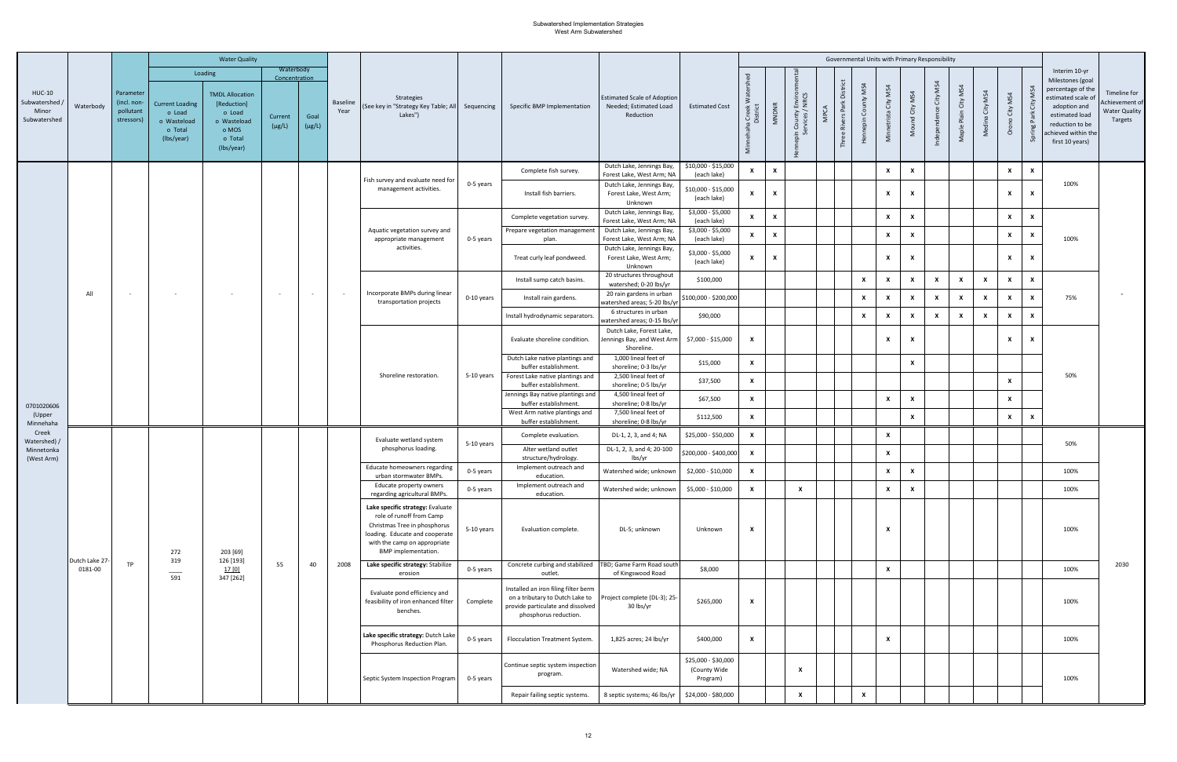# Subwatershed Implementation Strategies
## West Arm Subwatershed

| HUC-10 Subwatershed / Minor Subwatershed | Waterbody | Parameter (incl. non-pollutant stressors) | Water Quality: Loading: Current Loading o Load o Wasteload o Total (lbs/year) | Water Quality: Loading: TMDL Allocation [Reduction] o Load o Wasteload o MOS o Total (lbs/year) | Water Quality: Waterbody Concentration: Current (µg/L) | Water Quality: Waterbody Concentration: Goal (µg/L) | Baseline Year | Strategies (See key in "Strategy Key Table; All Lakes") | Sequencing | Specific BMP Implementation | Estimated Scale of Adoption Needed; Estimated Load Reduction | Estimated Cost | Governmental Units with Primary Responsibility: Minnehaha Creek Watershed District | MNDNR | Hennepin County Environmental Services / NRCS | MPCA | Three Rivers Park District | Hennepin County MS4 | Minnetrista City MS4 | Mound City MS4 | Independence City MS4 | Maple Plain City MS4 | Medina City MS4 | Orono City MS4 | Spring Park City MS4 | Interim 10-yr Milestones (goal percentage of the estimated scale of adoption and estimated load reduction to be achieved within the first 10 years) | Timeline for Achievement of Water Quality Targets |
|---|---|---|---|---|---|---|---|---|---|---|---|---|---|---|---|---|---|---|---|---|---|---|---|---|---|---|---|
| 0701020606 (Upper Minnehaha Creek Watershed) / Minnetonka (West Arm) | All | - | - | - | - | - | - | Fish survey and evaluate need for management activities. | 0-5 years | Complete fish survey. | Dutch Lake, Jennings Bay, Forest Lake, West Arm; NA | $10,000 - $15,000 (each lake) | X | X | | | | | X | X | | | | X | X | 100% | - |
| | | | | | | | | | | Install fish barriers. | Dutch Lake, Jennings Bay, Forest Lake, West Arm; Unknown | $10,000 - $15,000 (each lake) | X | X | | | | | X | X | | | | X | X | | |
| | | | | | | | | Aquatic vegetation survey and appropriate management activities. | 0-5 years | Complete vegetation survey. | Dutch Lake, Jennings Bay, Forest Lake, West Arm; NA | $3,000 - $5,000 (each lake) | X | X | | | | | X | X | | | | X | X | 100% | |
| | | | | | | | | | | Prepare vegetation management plan. | Dutch Lake, Jennings Bay, Forest Lake, West Arm; NA | $3,000 - $5,000 (each lake) | X | X | | | | | X | X | | | | X | X | | |
| | | | | | | | | | | Treat curly leaf pondweed. | Dutch Lake, Jennings Bay, Forest Lake, West Arm; Unknown | $3,000 - $5,000 (each lake) | X | X | | | | | X | X | | | | X | X | | |
| | | | | | | | | Incorporate BMPs during linear transportation projects | 0-10 years | Install sump catch basins. | 20 structures throughout watershed; 0-20 lbs/yr | $100,000 | | | | | | X | X | X | X | X | X | X | X | 75% | |
| | | | | | | | | | | Install rain gardens. | 20 rain gardens in urban watershed areas; 5-20 lbs/yr | $100,000 - $200,000 | | | | | | X | X | X | X | X | X | X | X | | |
| | | | | | | | | | | Install hydrodynamic separators. | 6 structures in urban watershed areas; 0-15 lbs/yr | $90,000 | | | | | | X | X | X | X | X | X | X | X | | |
| | | | | | | | | Shoreline restoration. | 5-10 years | Evaluate shoreline condition. | Dutch Lake, Forest Lake, Jennings Bay, and West Arm Shoreline. | $7,000 - $15,000 | X | | | | | | X | X | | | | X | X | 50% | |
| | | | | | | | | | | Dutch Lake native plantings and buffer establishment. | 1,000 lineal feet of shoreline; 0-3 lbs/yr | $15,000 | X | | | | | | | X | | | | | | | |
| | | | | | | | | | | Forest Lake native plantings and buffer establishment. | 2,500 lineal feet of shoreline; 0-5 lbs/yr | $37,500 | X | | | | | | | | | | | X | | | |
| | | | | | | | | | | Jennings Bay native plantings and buffer establishment. | 4,500 lineal feet of shoreline; 0-8 lbs/yr | $67,500 | X | | | | | | X | X | | | | X | | | |
| | | | | | | | | | | West Arm native plantings and buffer establishment. | 7,500 lineal feet of shoreline; 0-8 lbs/yr | $112,500 | X | | | | | | | X | | | | X | X | | |
| | Dutch Lake 27-0181-00 | TP | 272<br>319<br>___<br>591 | 203 [69]<br>126 [193]<br>17 [0]<br>347 [262] | 55 | 40 | 2008 | Evaluate wetland system phosphorus loading. | 5-10 years | Complete evaluation. | DL-1, 2, 3, and 4; NA | $25,000 - $50,000 | X | | | | | | X | | | | | | | 50% | 2030 |
| | | | | | | | | | | Alter wetland outlet structure/hydrology. | DL-1, 2, 3, and 4; 20-100 lbs/yr | $200,000 - $400,000 | X | | | | | | X | | | | | | | | |
| | | | | | | | | Educate homeowners regarding urban stormwater BMPs. | 0-5 years | Implement outreach and education. | Watershed wide; unknown | $2,000 - $10,000 | X | | | | | | X | X | | | | | | 100% | |
| | | | | | | | | Educate property owners regarding agricultural BMPs. | 0-5 years | Implement outreach and education. | Watershed wide; unknown | $5,000 - $10,000 | X | | X | | | | X | X | | | | | | 100% | |
| | | | | | | | | **Lake specific strategy:** Evaluate role of runoff from Camp Christmas Tree in phosphorus loading. Educate and cooperate with the camp on appropriate BMP implementation. | 5-10 years | Evaluation complete. | DL-5; unknown | Unknown | X | | | | | | X | | | | | | | 100% | |
| | | | | | | | | **Lake specific strategy:** Stabilize erosion | 0-5 years | Concrete curbing and stabilized outlet. | TBD; Game Farm Road south of Kingswood Road | $8,000 | | | | | | | X | | | | | | | 100% | |
| | | | | | | | | Evaluate pond efficiency and feasibility of iron enhanced filter benches. | Complete | Installed an iron filing filter berm on a tributary to Dutch Lake to provide particulate and dissolved phosphorus reduction. | Project complete (DL-3); 25-30 lbs/yr | $265,000 | X | | | | | | | | | | | | | 100% | |
| | | | | | | | | **Lake specific strategy:** Dutch Lake Phosphorus Reduction Plan. | 0-5 years | Flocculation Treatment System. | 1,825 acres; 24 lbs/yr | $400,000 | X | | | | | | X | | | | | | | 100% | |
| | | | | | | | | Septic System Inspection Program | 0-5 years | Continue septic system inspection program. | Watershed wide; NA | $25,000 - $30,000 (County Wide Program) | | | X | | | | | | | | | | | 100% | |
| | | | | | | | | | | Repair failing septic systems. | 8 septic systems; 46 lbs/yr | $24,000 - $80,000 | | | X | | | X | | | | | | | | | |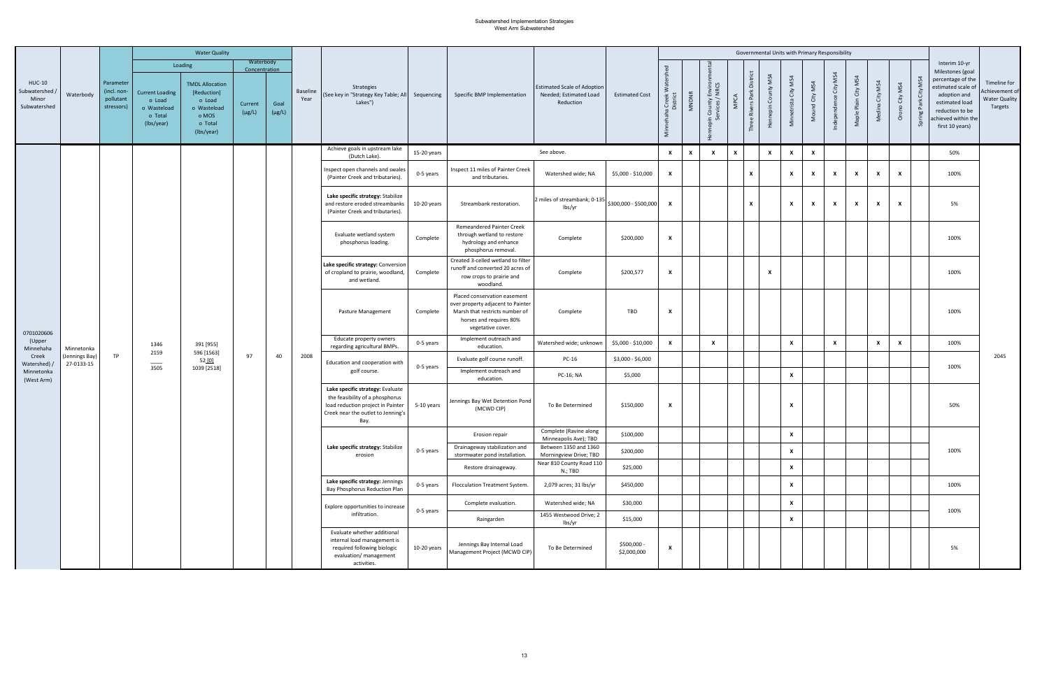# Subwatershed Implementation Strategies
## West Arm Subwatershed

| HUC-10 Subwatershed / Minor Subwatershed | Waterbody | Parameter (incl. non-pollutant stressors) | Water Quality: Loading: Current Loading o Load o Wasteload o Total (lbs/year) | Water Quality: Loading: TMDL Allocation [Reduction] o Load o Wasteload o MOS o Total (lbs/year) | Water Quality: Waterbody Concentration: Current (µg/L) | Water Quality: Waterbody Concentration: Goal (µg/L) | Baseline Year | Strategies (See key in "Strategy Key Table; All Lakes") | Sequencing | Specific BMP Implementation | Estimated Scale of Adoption Needed; Estimated Load Reduction | Estimated Cost | Minnehaha Creek Watershed District | MNDNR | Hennepin County Environmental Services / NRCS | MPCA | Three Rivers Park District | Hennepin County MS4 | Minnetrista City MS4 | Mound City MS4 | Independence City MS4 | Maple Plain City MS4 | Medina City MS4 | Orono City MS4 | Spring Park City MS4 | Interim 10-yr Milestones (goal percentage of the estimated scale of adoption and estimated load reduction to be achieved within the first 10 years) | Timeline for Achievement of Water Quality Targets |
|---|---|---|---|---|---|---|---|---|---|---|---|---|---|---|---|---|---|---|---|---|---|---|---|---|---|---|---|
| 0701020606 (Upper Minnehaha Creek Watershed) / Minnetonka (West Arm) | Minnetonka (Jennings Bay) 27-0133-15 | TP | 1346 2159 ___ 3505 | 391 [955] 596 [1563] 52 [0] 1039 [2518] | 97 | 40 | 2008 | Achieve goals in upstream lake (Dutch Lake). | 15-20 years | See above. | | | X | X | X | X | | X | X | X | | | | | | 50% | 2045 |
| | | | | | | | | Inspect open channels and swales (Painter Creek and tributaries). | 0-5 years | Inspect 11 miles of Painter Creek and tributaries. | Watershed wide; NA | $5,000 - $10,000 | X | | | | X | | X | X | X | X | X | X | | 100% | |
| | | | | | | | | **Lake specific strategy:** Stabilize and restore eroded streambanks (Painter Creek and tributaries). | 10-20 years | Streambank restoration. | 2 miles of streambank; 0-135 lbs/yr | $300,000 - $500,000 | X | | | | X | | X | X | X | X | X | X | | 5% | |
| | | | | | | | | Evaluate wetland system phosphorus loading. | Complete | Remeandered Painter Creek through wetland to restore hydrology and enhance phosphorus removal. | Complete | $200,000 | X | | | | | | | | | | | | | 100% | |
| | | | | | | | | **Lake specific strategy:** Conversion of cropland to prairie, woodland, and wetland. | Complete | Created 3-celled wetland to filter runoff and converted 20 acres of row crops to prairie and woodland. | Complete | $200,577 | X | | | | | X | | | | | | | | 100% | |
| | | | | | | | | Pasture Management | Complete | Placed conservation easement over property adjacent to Painter Marsh that restricts number of horses and requires 80% vegetative cover. | Complete | TBD | X | | | | | | | | | | | | | 100% | |
| | | | | | | | | Educate property owners regarding agricultural BMPs. | 0-5 years | Implement outreach and education. | Watershed wide; unknown | $5,000 - $10,000 | X | | X | | | | X | | X | | X | X | | 100% | |
| | | | | | | | | Education and cooperation with golf course. | 0-5 years | Evaluate golf course runoff. | PC-16 | $3,000 - $6,000 | | | | | | | | | | | | | | 100% | |
| | | | | | | | | | | Implement outreach and education. | PC-16; NA | $5,000 | | | | | | | X | | | | | | | | |
| | | | | | | | | **Lake specific strategy:** Evaluate the feasibility of a phosphorus load reduction project in Painter Creek near the outlet to Jenning's Bay. | 5-10 years | Jennings Bay Wet Detention Pond (MCWD CIP) | To Be Determined | $150,000 | X | | | | | | X | | | | | | | 50% | |
| | | | | | | | | **Lake specific strategy:** Stabilize erosion | 0-5 years | Erosion repair | Complete (Ravine along Minneapolis Ave); TBD | $100,000 | | | | | | | X | | | | | | | 100% | |
| | | | | | | | | | | Drainageway stabilization and stormwater pond installation. | Between 1350 and 1360 Morningview Drive; TBD | $200,000 | | | | | | | X | | | | | | | | |
| | | | | | | | | | | Restore drainageway. | Near 810 County Road 110 N.; TBD | $25,000 | | | | | | | X | | | | | | | | |
| | | | | | | | | **Lake specific strategy:** Jennings Bay Phosphorus Reduction Plan | 0-5 years | Flocculation Treatment System. | 2,079 acres; 31 lbs/yr | $450,000 | | | | | | | X | | | | | | | 100% | |
| | | | | | | | | Explore opportunities to increase infiltration. | 0-5 years | Complete evaluation. | Watershed wide; NA | $30,000 | | | | | | | X | | | | | | | 100% | |
| | | | | | | | | | | Raingarden | 1455 Westwood Drive; 2 lbs/yr | $15,000 | | | | | | | X | | | | | | | | |
| | | | | | | | | Evaluate whether additional internal load management is required following biologic evaluation/ management activities. | 10-20 years | Jennings Bay Internal Load Management Project (MCWD CIP) | To Be Determined | $500,000 - $2,000,000 | X | | | | | | | | | | | | | 5% | |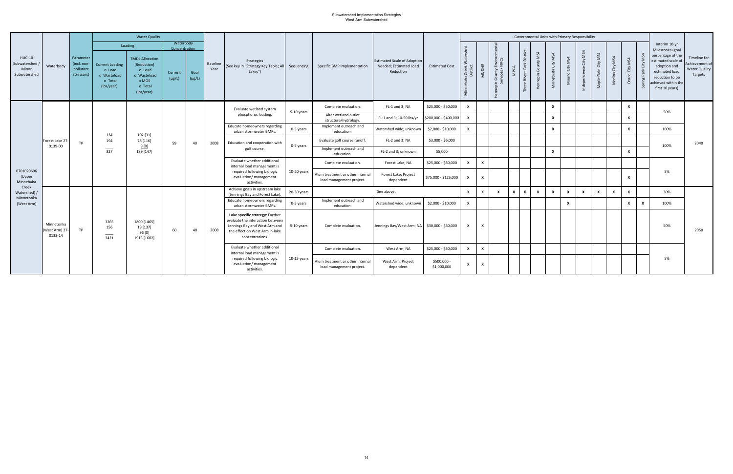# Subwatershed Implementation Strategies
## West Arm Subwatershed

| HUC-10 Subwatershed / Minor Subwatershed | Waterbody | Parameter (incl. non-pollutant stressors) | Water Quality – Loading: Current Loading o Load o Wasteload o Total (lbs/year) | Water Quality – Loading: TMDL Allocation [Reduction] o Load o Wasteload o MOS o Total (lbs/year) | Water Quality – Waterbody Concentration: Current (µg/L) | Water Quality – Waterbody Concentration: Goal (µg/L) | Baseline Year | Strategies (See key in "Strategy Key Table; All Lakes") | Sequencing | Specific BMP Implementation | Estimated Scale of Adoption Needed; Estimated Load Reduction | Estimated Cost | Minnehaha Creek Watershed District | MNDNR | Hennepin County Environmental Services / NRCS | MPCA | Three Rivers Park District | Hennepin County MS4 | Minnetrista City MS4 | Mound City MS4 | Independence City MS4 | Maple Plain City MS4 | Medina City MS4 | Orono City MS4 | Spring Park City MS4 | Interim 10-yr Milestones (goal percentage of the estimated scale of adoption and estimated load reduction to be achieved within the first 10 years) | Timeline for Achievement of Water Quality Targets |
|---|---|---|---|---|---|---|---|---|---|---|---|---|---|---|---|---|---|---|---|---|---|---|---|---|---|---|---|
| 0701020606 (Upper Minnehaha Creek Watershed) / Minnetonka (West Arm) | Forest Lake 27-0139-00 | TP | 134 194 ___ 327 | 102 [31] 78 [116] 9 [0] 189 [147] | 59 | 40 | 2008 | Evaluate wetland system phosphorus loading. | 5-10 years | Complete evaluation. | FL-1 and 3; NA | $25,000 - $50,000 | X | | | | | | X | | | | | X | | 50% | 2040 |
| | | | | | | | | | | Alter wetland outlet structure/hydrology. | FL-1 and 3; 10-50 lbs/yr | $200,000 - $400,000 | X | | | | | | X | | | | | X | | | |
| | | | | | | | | Educate homeowners regarding urban stormwater BMPs. | 0-5 years | Implement outreach and education. | Watershed wide; unknown | $2,000 - $10,000 | X | | | | | | X | | | | | X | | 100% | |
| | | | | | | | | Education and cooperation with golf course. | 0-5 years | Evaluate golf course runoff. | FL-2 and 3; NA | $3,000 - $6,000 | | | | | | | | | | | | | | 100% | |
| | | | | | | | | | | Implement outreach and education. | FL-2 and 3; unknown | $5,000 | | | | | | | X | | | | | X | | | |
| | | | | | | | | Evaluate whether additional internal load management is required following biologic evaluation/ management activities. | 10-20 years | Complete evaluation. | Forest Lake; NA | $25,000 - $50,000 | X | X | | | | | | | | | | | | 5% | |
| | | | | | | | | | | Alum treatment or other internal load management project. | Forest Lake; Project dependent | $75,000 - $125,000 | X | X | | | | | | | | | | X | | | |
| | Minnetonka (West Arm) 27-0133-14 | TP | 3265 156 ___ 3421 | 1800 [1465] 19 [137] 96 [0] 1915 [1602] | 60 | 40 | 2008 | Achieve goals in upstream lake (Jennings Bay and Forest Lake). | 20-30 years | See above. | | | X | X | X | X | X | X | X | X | X | X | X | X | | 30% | 2050 |
| | | | | | | | | Educate homeowners regarding urban stormwater BMPs. | 0-5 years | Implement outreach and education. | Watershed wide; unknown | $2,000 - $10,000 | X | | | | | | | X | | | | X | X | 100% | |
| | | | | | | | | **Lake specific strategy:** Further evaluate the interaction between Jennings Bay and West Arm and the effect on West Arm in-lake concentrations. | 5-10 years | Complete evaluation. | Jennings Bay/West Arm; NA | $30,000 - $50,000 | X | X | | | | | | | | | | | | 50% | |
| | | | | | | | | Evaluate whether additional internal load management is required following biologic evaluation/ management activities. | 10-15 years | Complete evaluation. | West Arm; NA | $25,000 - $50,000 | X | X | | | | | | | | | | | | 5% | |
| | | | | | | | | | | Alum treatment or other internal load management project. | West Arm; Project dependent | $500,000 - $1,000,000 | X | X | | | | | | | | | | | | | |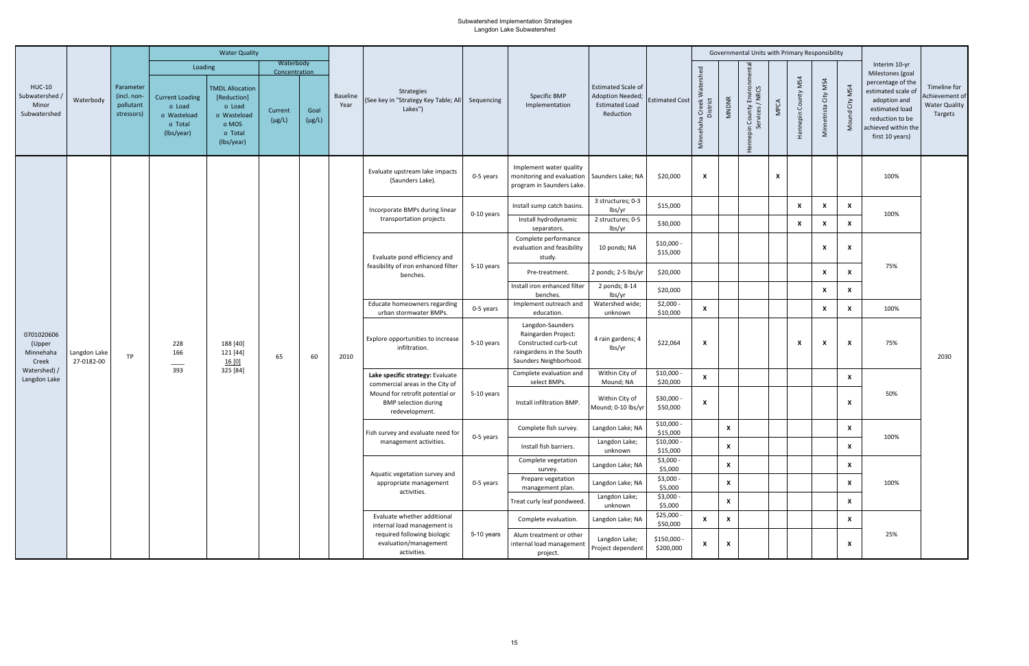# Subwatershed Implementation Strategies
## Langdon Lake Subwatershed

| HUC-10 Subwatershed / Minor Subwatershed | Waterbody | Parameter (incl. non-pollutant stressors) | Water Quality: Loading: Current Loading o Load o Wasteload o Total (lbs/year) | TMDL Allocation [Reduction] o Load o Wasteload o MOS o Total (lbs/year) | Waterbody Concentration: Current (µg/L) | Goal (µg/L) | Baseline Year | Strategies (See key in "Strategy Key Table; All Lakes") | Sequencing | Specific BMP Implementation | Estimated Scale of Adoption Needed; Estimated Load Reduction | Estimated Cost | Minnehaha Creek Watershed District | MNDNR | Hennepin County Environmental Services / NRCS | MPCA | Hennepin County MS4 | Minnetrista City MS4 | Mound City MS4 | Interim 10-yr Milestones (goal percentage of the estimated scale of adoption and estimated load reduction to be achieved within the first 10 years) | Timeline for Achievement of Water Quality Targets |
|---|---|---|---|---|---|---|---|---|---|---|---|---|---|---|---|---|---|---|---|---|---|
| 0701020606 (Upper Minnehaha Creek Watershed) / Langdon Lake | Langdon Lake 27-0182-00 | TP | 228<br>166<br>____<br>393 | 188 [40]<br>121 [44]<br>16 [0]<br>325 [84] | 65 | 60 | 2010 | Evaluate upstream lake impacts (Saunders Lake). | 0-5 years | Implement water quality monitoring and evaluation program in Saunders Lake. | Saunders Lake; NA | $20,000 | X | | | X | | | | 100% | 2030 |
| | | | | | | | | Incorporate BMPs during linear transportation projects | 0-10 years | Install sump catch basins. | 3 structures; 0-3 lbs/yr | $15,000 | | | | | X | X | X | 100% | |
| | | | | | | | | | | Install hydrodynamic separators. | 2 structures; 0-5 lbs/yr | $30,000 | | | | | X | X | X | | |
| | | | | | | | | Evaluate pond efficiency and feasibility of iron enhanced filter benches. | 5-10 years | Complete performance evaluation and feasibility study. | 10 ponds; NA | $10,000 - $15,000 | | | | | | X | X | 75% | |
| | | | | | | | | | | Pre-treatment. | 2 ponds; 2-5 lbs/yr | $20,000 | | | | | | X | X | | |
| | | | | | | | | | | Install iron enhanced filter benches. | 2 ponds; 8-14 lbs/yr | $20,000 | | | | | | X | X | | |
| | | | | | | | | Educate homeowners regarding urban stormwater BMPs. | 0-5 years | Implement outreach and education. | Watershed wide; unknown | $2,000 - $10,000 | X | | | | | X | X | 100% | |
| | | | | | | | | Explore opportunities to increase infiltration. | 5-10 years | Langdon-Saunders Raingarden Project: Constructed curb-cut raingardens in the South Saunders Neighborhood. | 4 rain gardens; 4 lbs/yr | $22,064 | X | | | | X | X | X | 75% | |
| | | | | | | | | **Lake specific strategy:** Evaluate commercial areas in the City of Mound for retrofit potential or BMP selection during redevelopment. | 5-10 years | Complete evaluation and select BMPs. | Within City of Mound; NA | $10,000 - $20,000 | X | | | | | | X | 50% | |
| | | | | | | | | | | Install infiltration BMP. | Within City of Mound; 0-10 lbs/yr | $30,000 - $50,000 | X | | | | | | X | | |
| | | | | | | | | Fish survey and evaluate need for management activities. | 0-5 years | Complete fish survey. | Langdon Lake; NA | $10,000 - $15,000 | | X | | | | | X | 100% | |
| | | | | | | | | | | Install fish barriers. | Langdon Lake; unknown | $10,000 - $15,000 | | X | | | | | X | | |
| | | | | | | | | Aquatic vegetation survey and appropriate management activities. | 0-5 years | Complete vegetation survey. | Langdon Lake; NA | $3,000 - $5,000 | | X | | | | | X | 100% | |
| | | | | | | | | | | Prepare vegetation management plan. | Langdon Lake; NA | $3,000 - $5,000 | | X | | | | | X | | |
| | | | | | | | | | | Treat curly leaf pondweed. | Langdon Lake; unknown | $3,000 - $5,000 | | X | | | | | X | | |
| | | | | | | | | Evaluate whether additional internal load management is required following biologic evaluation/management activities. | 5-10 years | Complete evaluation. | Langdon Lake; NA | $25,000 - $50,000 | X | X | | | | | X | 25% | |
| | | | | | | | | | | Alum treatment or other internal load management project. | Langdon Lake; Project dependent | $150,000 - $200,000 | X | X | | | | | X | | |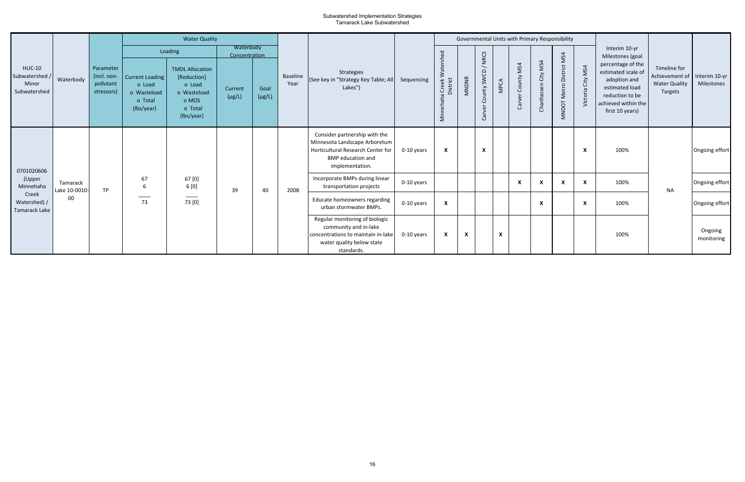Subwatershed Implementation Strategies
Tamarack Lake Subwatershed

| HUC-10 Subwatershed / Minor Subwatershed | Waterbody | Parameter (incl. non-pollutant stressors) | Water Quality | | | | Baseline Year | Strategies (See key in "Strategy Key Table; All Lakes") | Sequencing | Governmental Units with Primary Responsibility | | | | | | | | Interim 10-yr Milestones (goal percentage of the estimated scale of adoption and estimated load reduction to be achieved within the first 10 years) | Timeline for Achievement of Water Quality Targets | Interim 10-yr Milestones |
|---|---|---|---|---|---|---|---|---|---|---|---|---|---|---|---|---|---|---|---|---|
| | | | Loading | | Waterbody Concentration | | | | | | | | | | | | | | | |
| | | | Current Loading o Load o Wasteload o Total (lbs/year) | TMDL Allocation [Reduction] o Load o Wasteload o MOS o Total (lbs/year) | Current (µg/L) | Goal (µg/L) | | | | Minnehaha Creek Watershed District | MNDNR | Carver County SWCD / NRCS | MPCA | Carver County MS4 | Chanhassen City MS4 | MNDOT Metro District MS4 | Victoria City MS4 | | | |
| 0701020606 (Upper Minnehaha Creek Watershed) / Tamarack Lake | Tamarack Lake 10-0010-00 | TP | 67<br>6<br>____<br>73 | 67 [0]<br>6 [0]<br>____<br>73 [0] | 39 | 40 | 2008 | Consider partnership with the Minnesota Landscape Arboretum Horticultural Research Center for BMP education and implementation. | 0-10 years | X | | X | | | | | X | 100% | NA | Ongoing effort |
| | | | | | | | | Incorporate BMPs during linear transportation projects | 0-10 years | | | | | X | X | X | X | 100% | | Ongoing effort |
| | | | | | | | | Educate homeowners regarding urban stormwater BMPs. | 0-10 years | X | | | | | X | | X | 100% | | Ongoing effort |
| | | | | | | | | Regular monitoring of biologic community and in-lake concentrations to maintain in-lake water quality below state standards. | 0-10 years | X | X | | X | | | | | 100% | | Ongoing monitoring |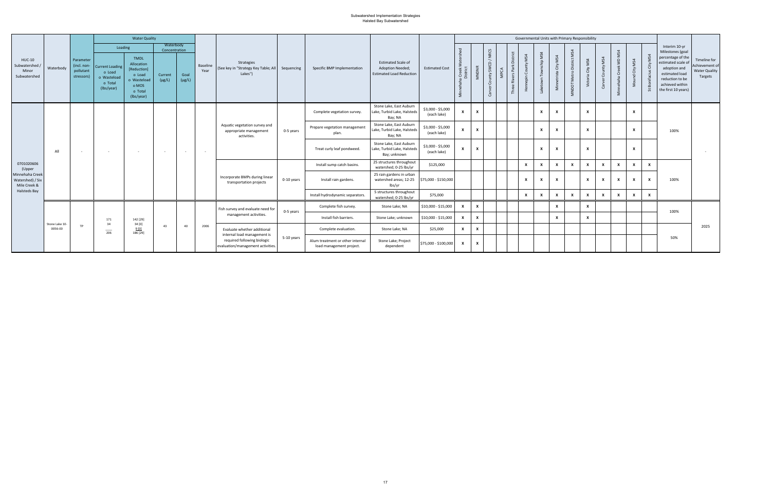# Subwatershed Implementation Strategies
## Halsted Bay Subwatershed

| HUC-10 Subwatershed / Minor Subwatershed | Waterbody | Parameter (incl. non-pollutant stressors) | Water Quality: Loading: Current Loading o Load o Wasteload o Total (lbs/year) | Water Quality: Loading: TMDL Allocation (Reduction) o Load o Wasteload o MOS o Total (lbs/year) | Water Quality: Waterbody Concentration: Current (µg/L) | Water Quality: Waterbody Concentration: Goal (µg/L) | Baseline Year | Strategies (See key in "Strategy Key Table; All Lakes") | Sequencing | Specific BMP Implementation | Estimated Scale of Adoption Needed; Estimated Load Reduction | Estimated Cost | Minnehaha Creek Watershed District | MNDNR | Carver County SWCD / NRCS | MPCA | Three Rivers Park District | Hennepin County MS4 | Laketown Township MS4 | Minnetrista City MS4 | MNDOT Metro District MS4 | Victoria City MS4 | Carver County MS4 | Minnehaha Creek WD MS4 | Mound City MS4 | St Bonifacius City MS4 | Interim 10-yr Milestones (goal percentage of the estimated scale of adoption and estimated load reduction to be achieved within the first 10 years) | Timeline for Achievement of Water Quality Targets |
|---|---|---|---|---|---|---|---|---|---|---|---|---|---|---|---|---|---|---|---|---|---|---|---|---|---|---|---|---|
| 0701020606 (Upper Minnehaha Creek Watershed) / Six Mile Creek & Halsteds Bay | All | - | - | - | - | - | - | Aquatic vegetation survey and appropriate management activities. | 0-5 years | Complete vegetation survey. | Stone Lake, East Auburn Lake, Turbid Lake, Halsteds Bay; NA | $3,000 - $5,000 (each lake) | X | X | | | | | X | X | | X | | | X | | 100% | - |
| | | | | | | | | | | Prepare vegetation management plan. | Stone Lake, East Auburn Lake, Turbid Lake, Halsteds Bay; NA | $3,000 - $5,000 (each lake) | X | X | | | | | X | X | | X | | | X | | | |
| | | | | | | | | | | Treat curly leaf pondweed. | Stone Lake, East Auburn Lake, Turbid Lake, Halsteds Bay; unknown | $3,000 - $5,000 (each lake) | X | X | | | | | X | X | | X | | | X | | | |
| | | | | | | | | Incorporate BMPs during linear transportation projects | 0-10 years | Install sump catch basins. | 25 structures throughout watershed; 0-25 lbs/yr | $125,000 | | | | | | X | X | X | X | X | X | X | X | X | 100% | |
| | | | | | | | | | | Install rain gardens. | 25 rain gardens in urban watershed areas; 12-25 lbs/yr | $75,000 - $150,000 | | | | | | X | X | X | | X | X | X | X | X | | |
| | | | | | | | | | | Install hydrodynamic separators. | 5 structures throughout watershed; 0-25 lbs/yr | $75,000 | | | | | | X | X | X | X | X | X | X | X | X | | |
| | Stone Lake 10-0056-00 | TP | 171<br>34<br>——<br>206 | 142 [29]<br>34 [0]<br>9 [0]<br>186 [29] | 43 | 40 | 2006 | Fish survey and evaluate need for management activities. | 0-5 years | Complete fish survey. | Stone Lake; NA | $10,000 - $15,000 | X | X | | | | | | X | | X | | | | | 100% | 2025 |
| | | | | | | | | | | Install fish barriers. | Stone Lake; unknown | $10,000 - $15,000 | X | X | | | | | | X | | X | | | | | | |
| | | | | | | | | Evaluate whether additional internal load management is required following biologic evaluation/management activities. | 5-10 years | Complete evaluation. | Stone Lake; NA | $25,000 | X | X | | | | | | | | | | | | | 50% | |
| | | | | | | | | | | Alum treatment or other internal load management project. | Stone Lake; Project dependent | $75,000 - $100,000 | X | X | | | | | | | | | | | | | | |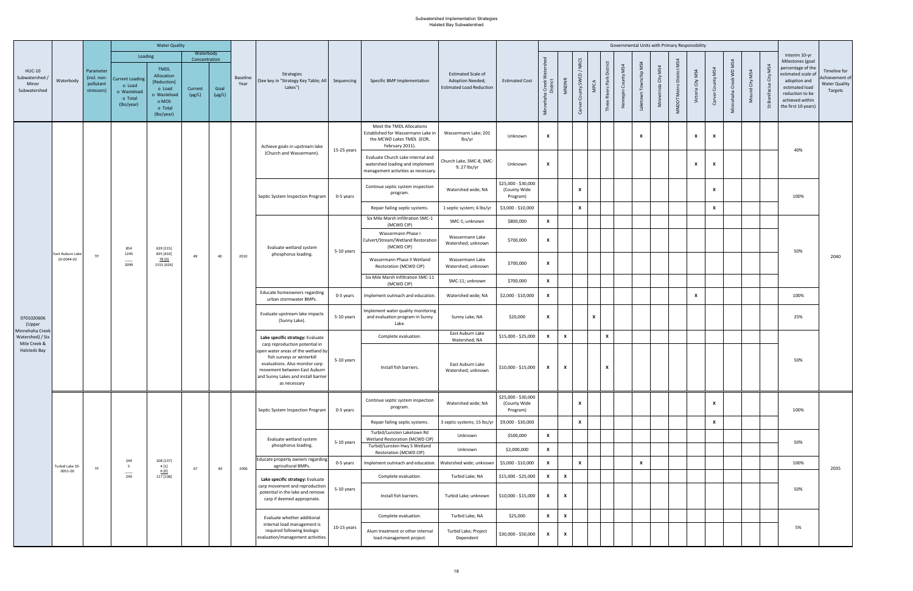# Subwatershed Implementation Strategies
## Halsted Bay Subwatershed

| HUC-10 Subwatershed / Minor Subwatershed | Waterbody | Parameter (incl. non-pollutant stressors) | Water Quality: Loading: Current Loading o Load o Wasteload o Total (lbs/year) | Water Quality: Loading: TMDL Allocation (Reduction) o Load o Wasteload o MOS o Total (lbs/year) | Water Quality: Waterbody Concentration: Current (µg/L) | Water Quality: Waterbody Concentration: Goal (µg/L) | Baseline Year | Strategies (See key in "Strategy Key Table; All Lakes") | Sequencing | Specific BMP Implementation | Estimated Scale of Adoption Needed; Estimated Load Reduction | Estimated Cost | Minnehaha Creek Watershed District | MNDNR | Carver County SWCD / NRCS | MPCA | Three Rivers Park District | Hennepin County MS4 | Laketown Township MS4 | Minnetrista City MS4 | MNDOT Metro District MS4 | Victoria City MS4 | Carver County MS4 | Minnehaha Creek WD MS4 | Mound City MS4 | St Bonifacius City MS4 | Interim 10-yr Milestones (goal percentage of the estimated scale of adoption and estimated load reduction to be achieved within the first 10 years) | Timeline for Achievement of Water Quality Targets |
|---|---|---|---|---|---|---|---|---|---|---|---|---|---|---|---|---|---|---|---|---|---|---|---|---|---|---|---|---|
| 0701020606 (Upper Minnehaha Creek Watershed) / Six Mile Creek & Halsteds Bay | East Auburn Lake 10-0044-02 | TP | 854<br>1245<br>——<br>2099 | 639 [215]<br>835 [410]<br>78 [0]<br>1551 [626] | 49 | 40 | 2010 | Achieve goals in upstream lake (Church and Wassermann). | 15-25 years | Meet the TMDL Allocations Established for Wassermann Lake in the *MCWD Lakes TMDL* (EOR, February 2011). | Wassermann Lake; 201 lbs/yr | Unknown | X | | | | | | X | | | X | X | | | | 40% | 2040 |
| | | | | | | | | | | Evaluate Church Lake internal and watershed loading and implement management activities as necessary. | Church Lake, SMC-8, SMC-9; 27 lbs/yr | Unknown | X | | | | | | | | | X | X | | | | | |
| | | | | | | | | Septic System Inspection Program | 0-5 years | Continue septic system inspection program. | Watershed wide; NA | $25,000 - $30,000 (County Wide Program) | | | X | | | | | | | | X | | | | 100% | |
| | | | | | | | | | | Repair failing septic systems. | 1 septic system; 6 lbs/yr | $3,000 - $10,000 | | | X | | | | | | | | X | | | | | |
| | | | | | | | | Evaluate wetland system phosphorus loading. | 5-10 years | Six Mile Marsh Infiltration SMC-1 (MCWD CIP) | SMC-1; unknown | $800,000 | X | | | | | | | | | | | | | | 50% | |
| | | | | | | | | | | Wassermann Phase I Culvert/Stream/Wetland Restoration (MCWD CIP) | Wassermann Lake Watershed; unknown | $700,000 | X | | | | | | | | | | | | | | | |
| | | | | | | | | | | Wassermann Phase II Wetland Restoration (MCWD CIP) | Wassermann Lake Watershed; unknown | $700,000 | X | | | | | | | | | | | | | | | |
| | | | | | | | | | | Six Mile Marsh Infiltration SMC-11 (MCWD CIP) | SMC-11; unknown | $700,000 | X | | | | | | | | | | | | | | | |
| | | | | | | | | Educate homeowners regarding urban stormwater BMPs. | 0-5 years | Implement outreach and education. | Watershed wide; NA | $2,000 - $10,000 | X | | | | | | | | | X | | | | | 100% | |
| | | | | | | | | Evaluate upstream lake impacts (Sunny Lake). | 5-10 years | Implement water quality monitoring and evaluation program in Sunny Lake. | Sunny Lake; NA | $20,000 | X | | | X | | | | | | | | | | | 25% | |
| | | | | | | | | **Lake specific strategy:** Evaluate carp reproduction potential in open water areas of the wetland by fish surveys or winterkill evaluations. Also monitor carp movement between East Auburn and Sunny Lakes and install barrier as necessary | 5-10 years | Complete evaluation. | East Auburn Lake Watershed; NA | $15,000 - $25,000 | X | X | | | X | | | | | | | | | | 50% | |
| | | | | | | | | | | Install fish barriers. | East Auburn Lake Watershed; unknown | $10,000 - $15,000 | X | X | | | X | | | | | | | | | | | |
| | Turbid Lake 10-0051-00 | TP | 244<br>5<br>——<br>249 | 108 [137]<br>4 [1]<br>5 [0]<br>117 [138] | 67 | 40 | 2006 | Septic System Inspection Program | 0-5 years | Continue septic system inspection program. | Watershed wide; NA | $25,000 - $30,000 (County Wide Program) | | | X | | | | | | | | X | | | | 100% | 2035 |
| | | | | | | | | | | Repair failing septic systems. | 3 septic systems; 15 lbs/yr | $9,000 - $30,000 | | | X | | | | | | | | X | | | | | |
| | | | | | | | | Evaluate wetland system phosphorus loading. | 5-10 years | Turbid/Lunsten Laketown Rd Wetland Restoration (MCWD CIP) | Unknown | $500,000 | X | | | | | | | | | | | | | | 50% | |
| | | | | | | | | | | Turbid/Lunsten Hwy 5 Wetland Restoration (MCWD CIP) | Unknown | $2,000,000 | X | | | | | | | | | | | | | | | |
| | | | | | | | | Educate property owners regarding agricultural BMPs. | 0-5 years | Implement outreach and education. | Watershed wide; unknown | $5,000 - $10,000 | X | | X | | | | X | | | | | | | | 100% | |
| | | | | | | | | **Lake specific strategy:** Evaluate carp movement and reproduction potential in the lake and remove carp if deemed appropriate. | 5-10 years | Complete evaluation. | Turbid Lake; NA | $15,000 - $25,000 | X | X | | | | | | | | | | | | | 50% | |
| | | | | | | | | | | Install fish barriers. | Turbid Lake; unknown | $10,000 - $15,000 | X | X | | | | | | | | | | | | | | |
| | | | | | | | | Evaluate whether additional internal load management is required following biologic evaluation/management activities. | 10-15 years | Complete evaluation. | Turbid Lake; NA | $25,000 | X | X | | | | | | | | | | | | | 5% | |
| | | | | | | | | | | Alum treatment or other internal load management project. | Turbid Lake; Project Dependent | $30,000 - $50,000 | X | X | | | | | | | | | | | | | | |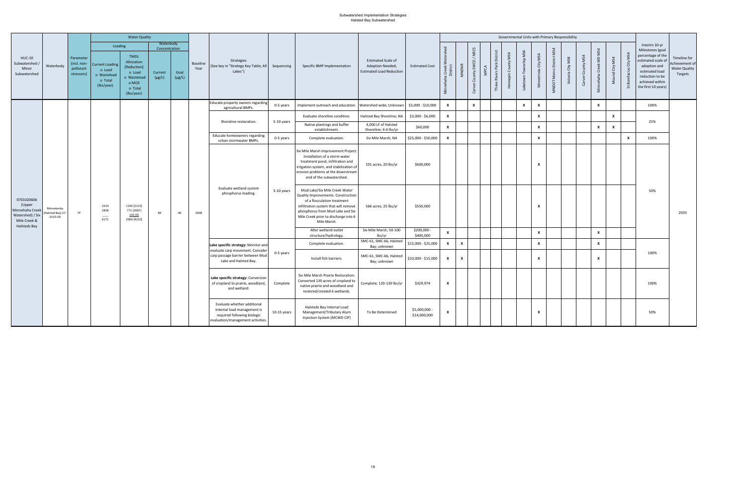# Subwatershed Implementation Strategies
## Halsted Bay Subwatershed

| HUC-10 Subwatershed / Minor Subwatershed | Waterbody | Parameter (incl. non-pollutant stressors) | Water Quality | | | | Baseline Year | Strategies (See key in "Strategy Key Table; All Lakes") | Sequencing | Specific BMP Implementation | Estimated Scale of Adoption Needed; Estimated Load Reduction | Estimated Cost | Governmental Units with Primary Responsibility | | | | | | | | | | | | | | Interim 10-yr Milestones (goal percentage of the estimated scale of adoption and estimated load reduction to be achieved within the first 10 years) | Timeline for Achievement of Water Quality Targets |
|---|---|---|---|---|---|---|---|---|---|---|---|---|---|---|---|---|---|---|---|---|---|---|---|---|---|---|---|---|
| | | | Loading | | Waterbody Concentration | | | | | | | | | | | | | | | | | | | | | | | |
| | | | Current Loading o Load o Wasteload o Total (lbs/year) | TMDL Allocation (Reduction) o Load o Wasteload o MOS o Total (lbs/year) | Current (µg/L) | Goal (µg/L) | | | | | | | Minnehaha Creek Watershed District | MNDNR | Carver County SWCD / NRCS | MPCA | Three Rivers Park District | Hennepin County MS4 | Laketown Township MS4 | Minnetrista City MS4 | MNDOT Metro District MS4 | Victoria City MS4 | Carver County MS4 | Minnehaha Creek WD MS4 | Mound City MS4 | St Bonifacius City MS4 | | |
| 0701020606 (Upper Minnehaha Creek Watershed) / Six Mile Creek & Halsteds Bay | Minnetonka (Halsted Bay) 27-0133-09 | TP | 3314<br>2858<br>——<br>6171 | 1190 [2123]<br>771 [2087]<br>103 [0]<br>2064 [4210] | 89 | 40 | 2008 | Educate property owners regarding agricultural BMPs. | 0-5 years | Implement outreach and education. | Watershed wide; Unknown | $5,000 - $10,000 | X | | X | | | | X | X | | | | X | | | 100% | 2035 |
| | | | | | | | | Shoreline restoration. | 5-10 years | Evaluate shoreline condition. | Halsted Bay Shoreline; NA | $3,000 - $6,000 | X | | | | | | | X | | | | | X | | 25% | |
| | | | | | | | | | | Native plantings and buffer establishment. | 4,000 LF of Halsted Shoreline; 4-6 lbs/yr | $60,000 | X | | | | | | | X | | | | X | X | | | |
| | | | | | | | | Educate homeowners regarding urban stormwater BMPs. | 0-5 years | Complete evaluation. | Six Mile Marsh; NA | $25,000 - $50,000 | X | | | | | | | X | | | | | | X | 100% | |
| | | | | | | | | Evaluate wetland system phosphorus loading. | 5-10 years | Six Mile Marsh Improvement Project: Installation of a storm water treatment pond, infiltration and irrigation system, and stabilization of erosion problems at the downstream end of the subwatershed. | 101 acres; 20 lbs/yr | $600,000 | | | | | | | | X | | | | | | | 50% | |
| | | | | | | | | | | Mud Lake/Six Mile Creek Water Quality Improvements: Construction of a flocculation treatment infiltration system that will remove phosphorus from Mud Lake and Six Mile Creek prior to discharge into 6 Mile Marsh. | 566 acres; 25 lbs/yr | $550,000 | | | | | | | | X | | | | | | | | |
| | | | | | | | | | | Alter wetland outlet structure/hydrology. | Six Mile Marsh; 50-100 lbs/yr | $200,000 - $400,000 | X | | | | | | | X | | | | X | | | | |
| | | | | | | | | **Lake specific strategy:** Monitor and evaluate carp movement. Consider carp passage barrier between Mud Lake and Halsted Bay. | 0-5 years | Complete evaluation. | SMC-61, SMC-66, Halsted Bay; unknown | $15,000 - $25,000 | X | X | | | | | | X | | | | X | | | 100% | |
| | | | | | | | | | | Install fish barriers. | SMC-61, SMC-66, Halsted Bay; unknown | $10,000 - $15,000 | X | X | | | | | | X | | | | X | | | | |
| | | | | | | | | **Lake specific strategy:** Conversion of cropland to prairie, woodland, and wetland. | Complete | Six Mile Marsh Prairie Restoration: Converted 130 acres of cropland to native prairie and woodland and restored/created 6 wetlands. | Complete; 120-130 lbs/yr | $329,974 | X | | | | | | | | | | | | | | 100% | |
| | | | | | | | | Evaluate whether additional internal load management is required following biologic evaluation/management activities. | 10-15 years | Halsteds Bay Internal Load Management/Tributary Alum Injection System (MCWD CIP) | To Be Determined | $5,000,000 - $14,000,000 | X | | | | | | | X | | | | | | | 50% | |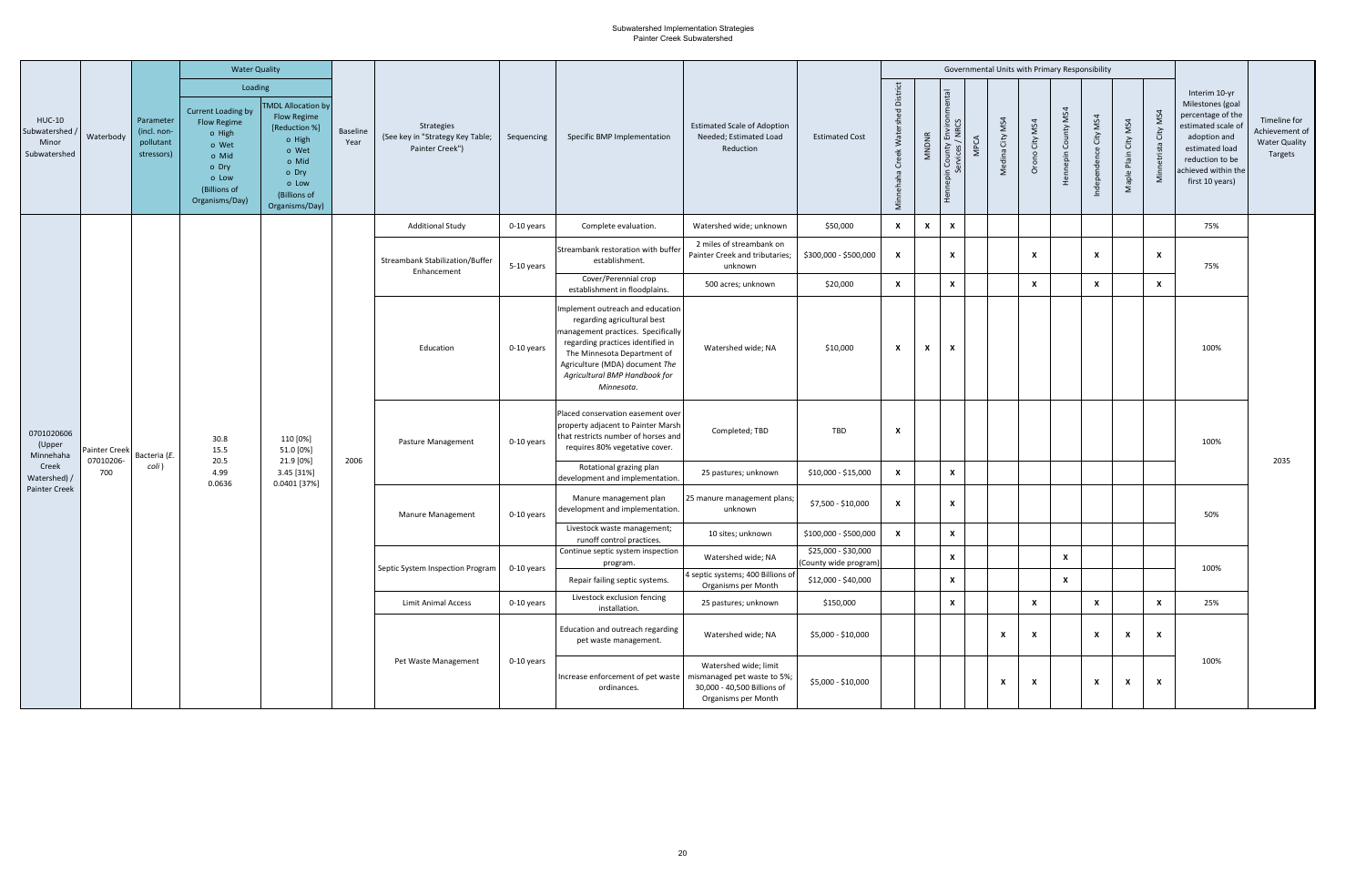# Subwatershed Implementation Strategies
## Painter Creek Subwatershed

| HUC-10 Subwatershed / Minor Subwatershed | Waterbody | Parameter (incl. non-pollutant stressors) | Water Quality: Loading: Current Loading by Flow Regime o High o Wet o Mid o Dry o Low (Billions of Organisms/Day) | Water Quality: Loading: TMDL Allocation by Flow Regime [Reduction %] o High o Wet o Mid o Dry o Low (Billions of Organisms/Day) | Baseline Year | Strategies (See key in "Strategy Key Table; Painter Creek") | Sequencing | Specific BMP Implementation | Estimated Scale of Adoption Needed; Estimated Load Reduction | Estimated Cost | Minnehaha Creek Watershed District | MNDNR | Hennepin County Environmental Services / NRCS | MPCA | Medina City MS4 | Orono City MS4 | Hennepin County MS4 | Independence City MS4 | Maple Plain City MS4 | Minnetrista City MS4 | Interim 10-yr Milestones (goal percentage of the estimated scale of adoption and estimated load reduction to be achieved within the first 10 years) | Timeline for Achievement of Water Quality Targets |
|---|---|---|---|---|---|---|---|---|---|---|---|---|---|---|---|---|---|---|---|---|---|---|
| 0701020606 (Upper Minnehaha Creek Watershed) / Painter Creek | Painter Creek 07010206-700 | Bacteria (*E. coli*) | 30.8<br>15.5<br>20.5<br>4.99<br>0.0636 | 110 [0%]<br>51.0 [0%]<br>21.9 [0%]<br>3.45 [31%]<br>0.0401 [37%] | 2006 | Additional Study | 0-10 years | Complete evaluation. | Watershed wide; unknown | $50,000 | X | X | X | | | | | | | | 75% | 2035 |
| | | | | | | Streambank Stabilization/Buffer Enhancement | 5-10 years | Streambank restoration with buffer establishment. | 2 miles of streambank on Painter Creek and tributaries; unknown | $300,000 - $500,000 | X | | X | | | X | | X | | X | 75% | |
| | | | | | | | | Cover/Perennial crop establishment in floodplains. | 500 acres; unknown | $20,000 | X | | X | | | X | | X | | X | | |
| | | | | | | Education | 0-10 years | Implement outreach and education regarding agricultural best management practices. Specifically regarding practices identified in The Minnesota Department of Agriculture (MDA) document *The Agricultural BMP Handbook for Minnesota*. | Watershed wide; NA | $10,000 | X | X | X | | | | | | | | 100% | |
| | | | | | | Pasture Management | 0-10 years | Placed conservation easement over property adjacent to Painter Marsh that restricts number of horses and requires 80% vegetative cover. | Completed; TBD | TBD | X | | | | | | | | | | 100% | |
| | | | | | | | | Rotational grazing plan development and implementation. | 25 pastures; unknown | $10,000 - $15,000 | X | | X | | | | | | | | | |
| | | | | | | Manure Management | 0-10 years | Manure management plan development and implementation. | 25 manure management plans; unknown | $7,500 - $10,000 | X | | X | | | | | | | | 50% | |
| | | | | | | | | Livestock waste management; runoff control practices. | 10 sites; unknown | $100,000 - $500,000 | X | | X | | | | | | | | | |
| | | | | | | Septic System Inspection Program | 0-10 years | Continue septic system inspection program. | Watershed wide; NA | $25,000 - $30,000 (County wide program) | | | X | | | | X | | | | 100% | |
| | | | | | | | | Repair failing septic systems. | 4 septic systems; 400 Billions of Organisms per Month | $12,000 - $40,000 | | | X | | | | X | | | | | |
| | | | | | | Limit Animal Access | 0-10 years | Livestock exclusion fencing installation. | 25 pastures; unknown | $150,000 | | | X | | | X | | X | | X | 25% | |
| | | | | | | Pet Waste Management | 0-10 years | Education and outreach regarding pet waste management. | Watershed wide; NA | $5,000 - $10,000 | | | | | X | X | | X | X | X | 100% | |
| | | | | | | | | Increase enforcement of pet waste ordinances. | Watershed wide; limit mismanaged pet waste to 5%; 30,000 - 40,500 Billions of Organisms per Month | $5,000 - $10,000 | | | | | X | X | | X | X | X | | |